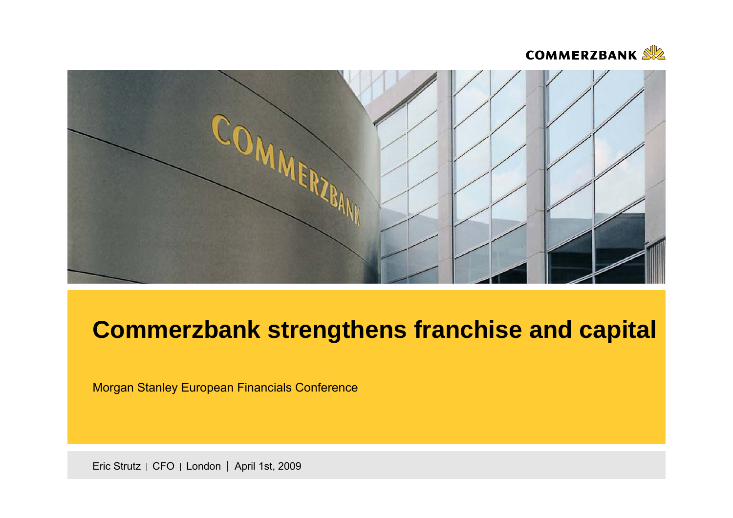# Commerzbank strengthens franchise and capital

Morgan Stanley European Financials Conference

Eric Strutz | CFO | London | April 1st, 2009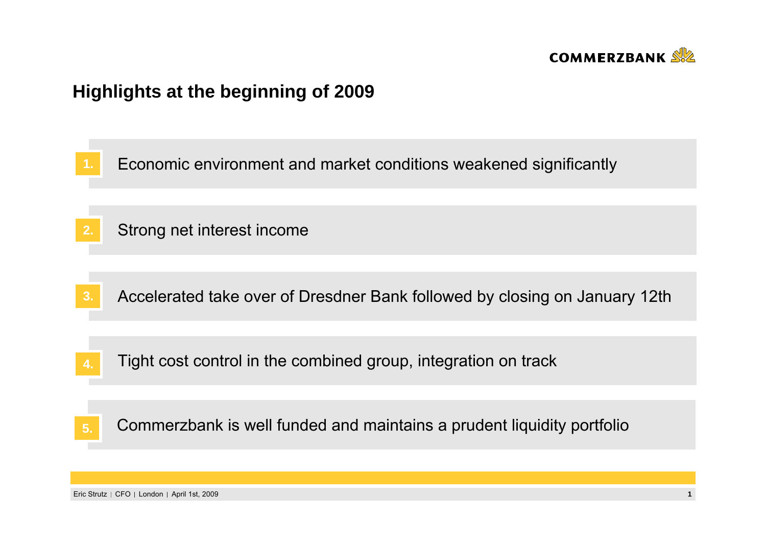# Highlights at the beginning of 2009

1. Economic environment and market conditions weakened significantly

2. Strong net interest income

3. Accelerated take over of Dresdner Bank followed by closing on January 12th

4. Tight cost control in the combined group, integration on track

5. Commerzbank is well funded and maintains a prudent liquidity portfolio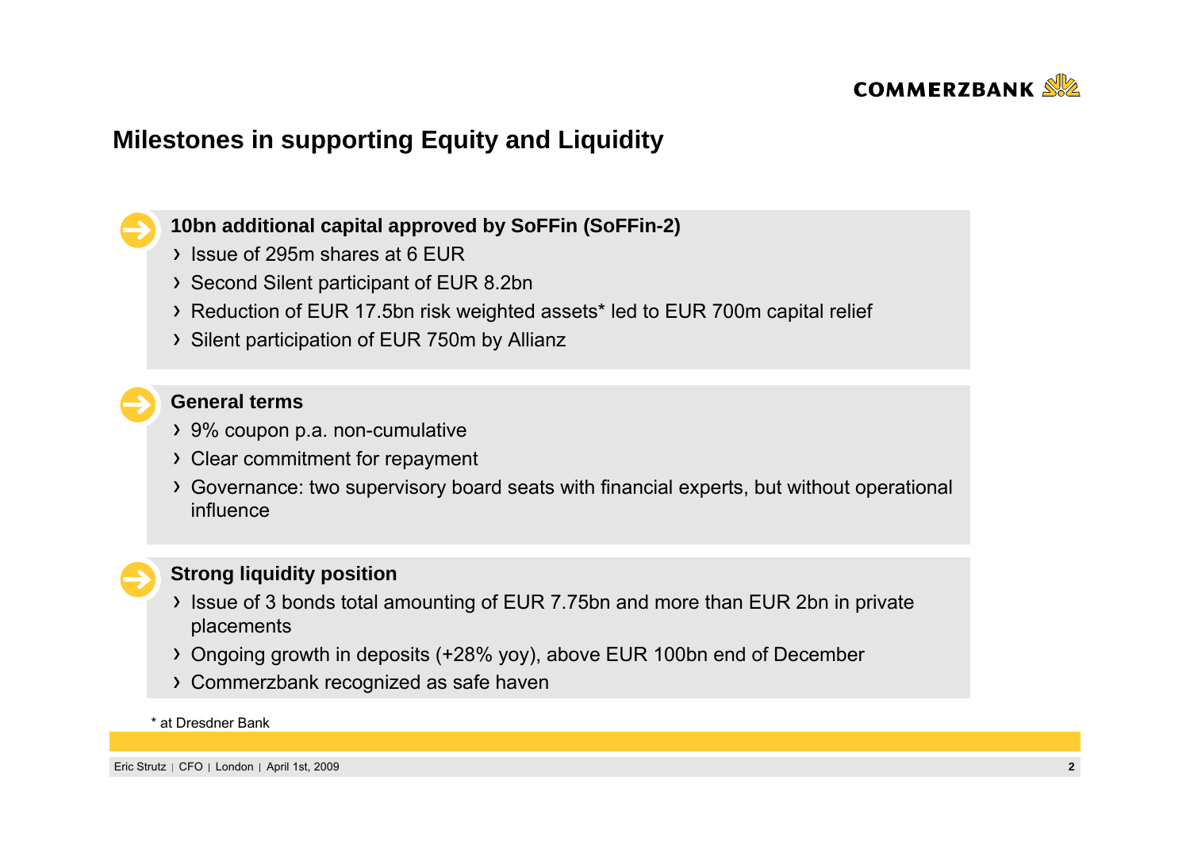# Milestones in supporting Equity and Liquidity

**10bn additional capital approved by SoFFin (SoFFin-2)**

- Issue of 295m shares at 6 EUR
- Second Silent participant of EUR 8.2bn
- Reduction of EUR 17.5bn risk weighted assets* led to EUR 700m capital relief
- Silent participation of EUR 750m by Allianz

**General terms**

- 9% coupon p.a. non-cumulative
- Clear commitment for repayment
- Governance: two supervisory board seats with financial experts, but without operational influence

**Strong liquidity position**

- Issue of 3 bonds total amounting of EUR 7.75bn and more than EUR 2bn in private placements
- Ongoing growth in deposits (+28% yoy), above EUR 100bn end of December
- Commerzbank recognized as safe haven

* at Dresdner Bank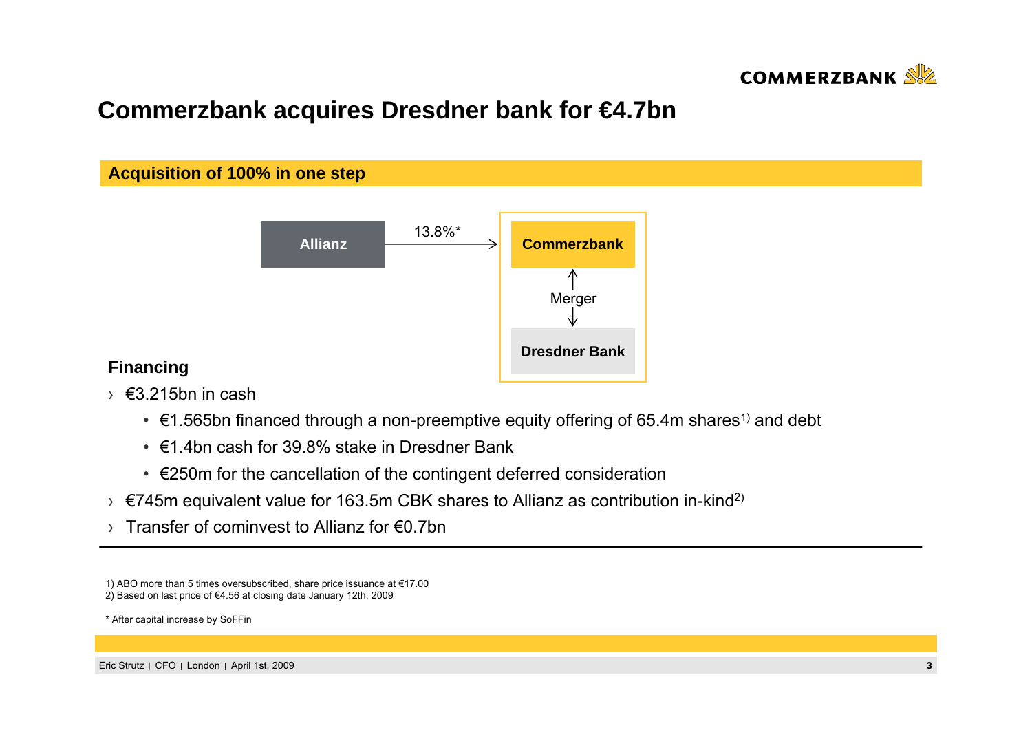# Commerzbank acquires Dresdner bank for €4.7bn

## Acquisition of 100% in one step

Allianz → 13.8%* → Commerzbank

Commerzbank ↔ Merger ↔ Dresdner Bank

### Financing

- €3.215bn in cash
  - €1.565bn financed through a non-preemptive equity offering of 65.4m shares[1] and debt
  - €1.4bn cash for 39.8% stake in Dresdner Bank
  - €250m for the cancellation of the contingent deferred consideration
- €745m equivalent value for 163.5m CBK shares to Allianz as contribution in-kind[2]
- Transfer of cominvest to Allianz for €0.7bn

---

1) ABO more than 5 times oversubscribed, share price issuance at €17.00
2) Based on last price of €4.56 at closing date January 12th, 2009

* After capital increase by SoFFin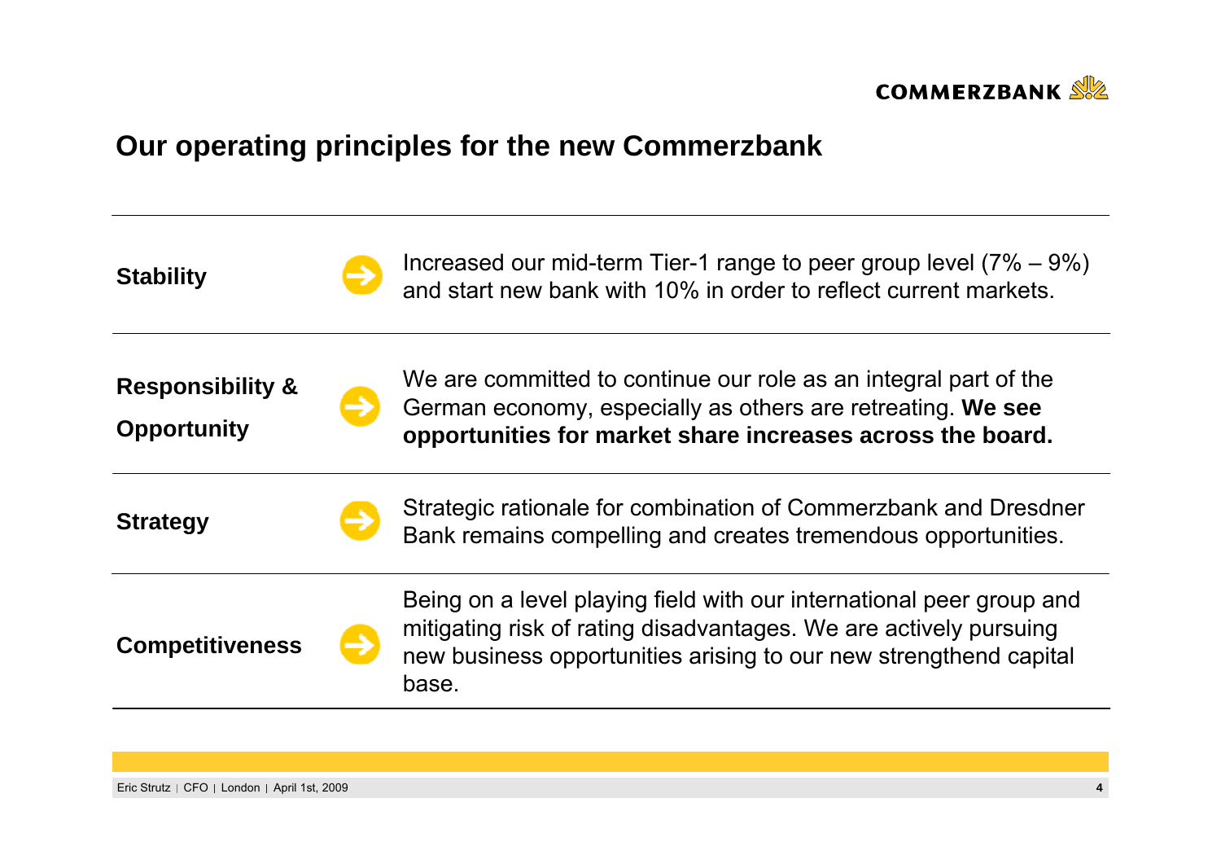# Our operating principles for the new Commerzbank

| | |
|---|---|
| **Stability** | Increased our mid-term Tier-1 range to peer group level (7% – 9%) and start new bank with 10% in order to reflect current markets. |
| **Responsibility & Opportunity** | We are committed to continue our role as an integral part of the German economy, especially as others are retreating. **We see opportunities for market share increases across the board.** |
| **Strategy** | Strategic rationale for combination of Commerzbank and Dresdner Bank remains compelling and creates tremendous opportunities. |
| **Competitiveness** | Being on a level playing field with our international peer group and mitigating risk of rating disadvantages. We are actively pursuing new business opportunities arising to our new strengthend capital base. |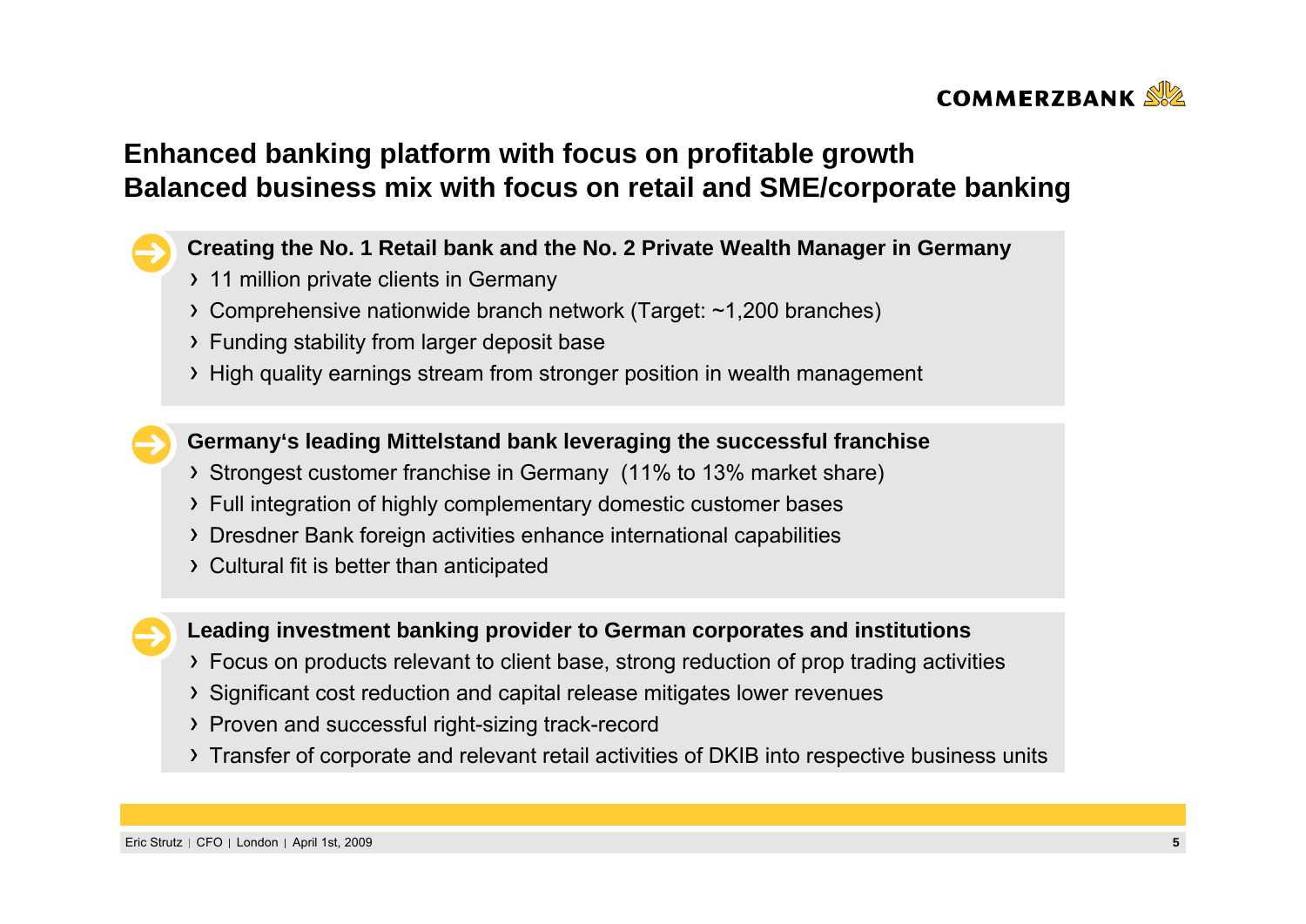# Enhanced banking platform with focus on profitable growth
# Balanced business mix with focus on retail and SME/corporate banking

**Creating the No. 1 Retail bank and the No. 2 Private Wealth Manager in Germany**

- 11 million private clients in Germany
- Comprehensive nationwide branch network (Target: ~1,200 branches)
- Funding stability from larger deposit base
- High quality earnings stream from stronger position in wealth management

**Germany's leading Mittelstand bank leveraging the successful franchise**

- Strongest customer franchise in Germany (11% to 13% market share)
- Full integration of highly complementary domestic customer bases
- Dresdner Bank foreign activities enhance international capabilities
- Cultural fit is better than anticipated

**Leading investment banking provider to German corporates and institutions**

- Focus on products relevant to client base, strong reduction of prop trading activities
- Significant cost reduction and capital release mitigates lower revenues
- Proven and successful right-sizing track-record
- Transfer of corporate and relevant retail activities of DKIB into respective business units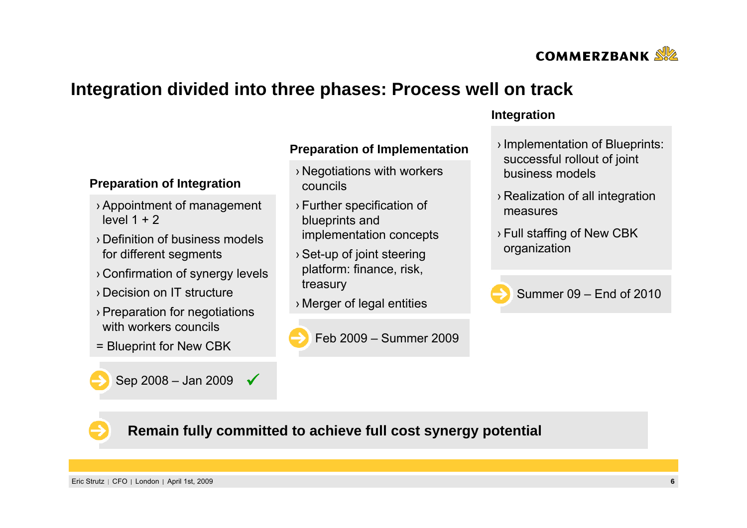# Integration divided into three phases: Process well on track

### Preparation of Integration

- › Appointment of management level 1 + 2
- › Definition of business models for different segments
- › Confirmation of synergy levels
- › Decision on IT structure
- › Preparation for negotiations with workers councils

= Blueprint for New CBK

Sep 2008 – Jan 2009 ✓

### Preparation of Implementation

- › Negotiations with workers councils
- › Further specification of blueprints and implementation concepts
- › Set-up of joint steering platform: finance, risk, treasury
- › Merger of legal entities

Feb 2009 – Summer 2009

### Integration

- › Implementation of Blueprints: successful rollout of joint business models
- › Realization of all integration measures
- › Full staffing of New CBK organization

Summer 09 – End of 2010

**Remain fully committed to achieve full cost synergy potential**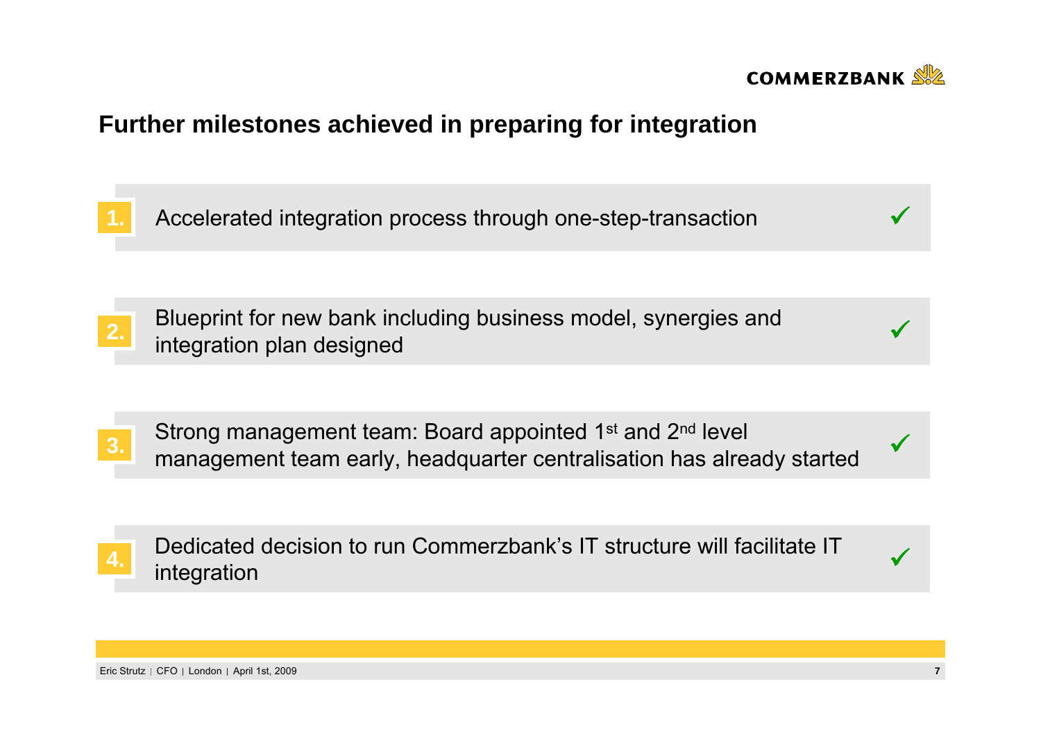# Further milestones achieved in preparing for integration

1. Accelerated integration process through one-step-transaction ✓

2. Blueprint for new bank including business model, synergies and integration plan designed ✓

3. Strong management team: Board appointed 1st and 2nd level management team early, headquarter centralisation has already started ✓

4. Dedicated decision to run Commerzbank's IT structure will facilitate IT integration ✓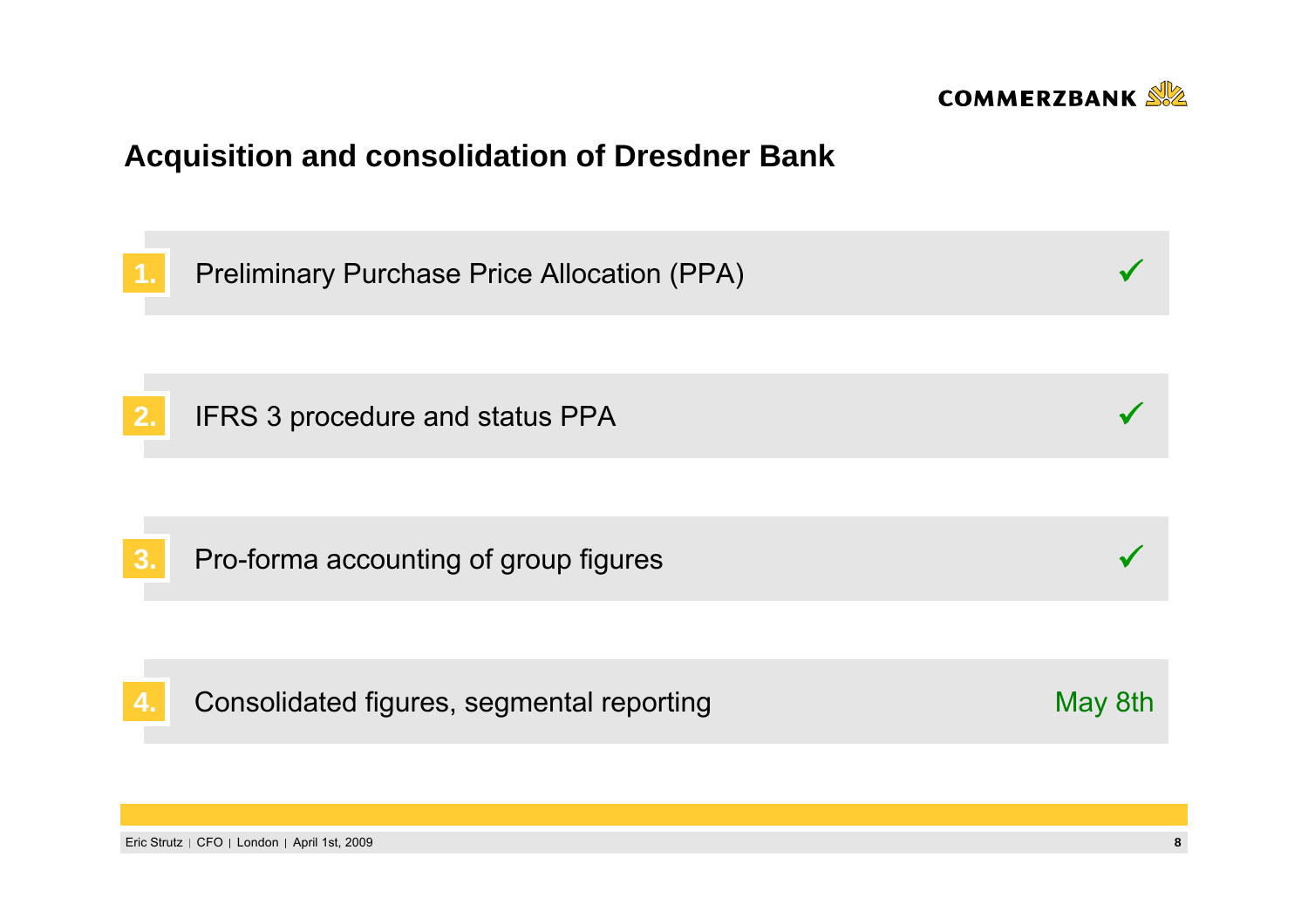# Acquisition and consolidation of Dresdner Bank

| | | |
|---|---|---|
| 1. | Preliminary Purchase Price Allocation (PPA) | ✓ |
| 2. | IFRS 3 procedure and status PPA | ✓ |
| 3. | Pro-forma accounting of group figures | ✓ |
| 4. | Consolidated figures, segmental reporting | May 8th |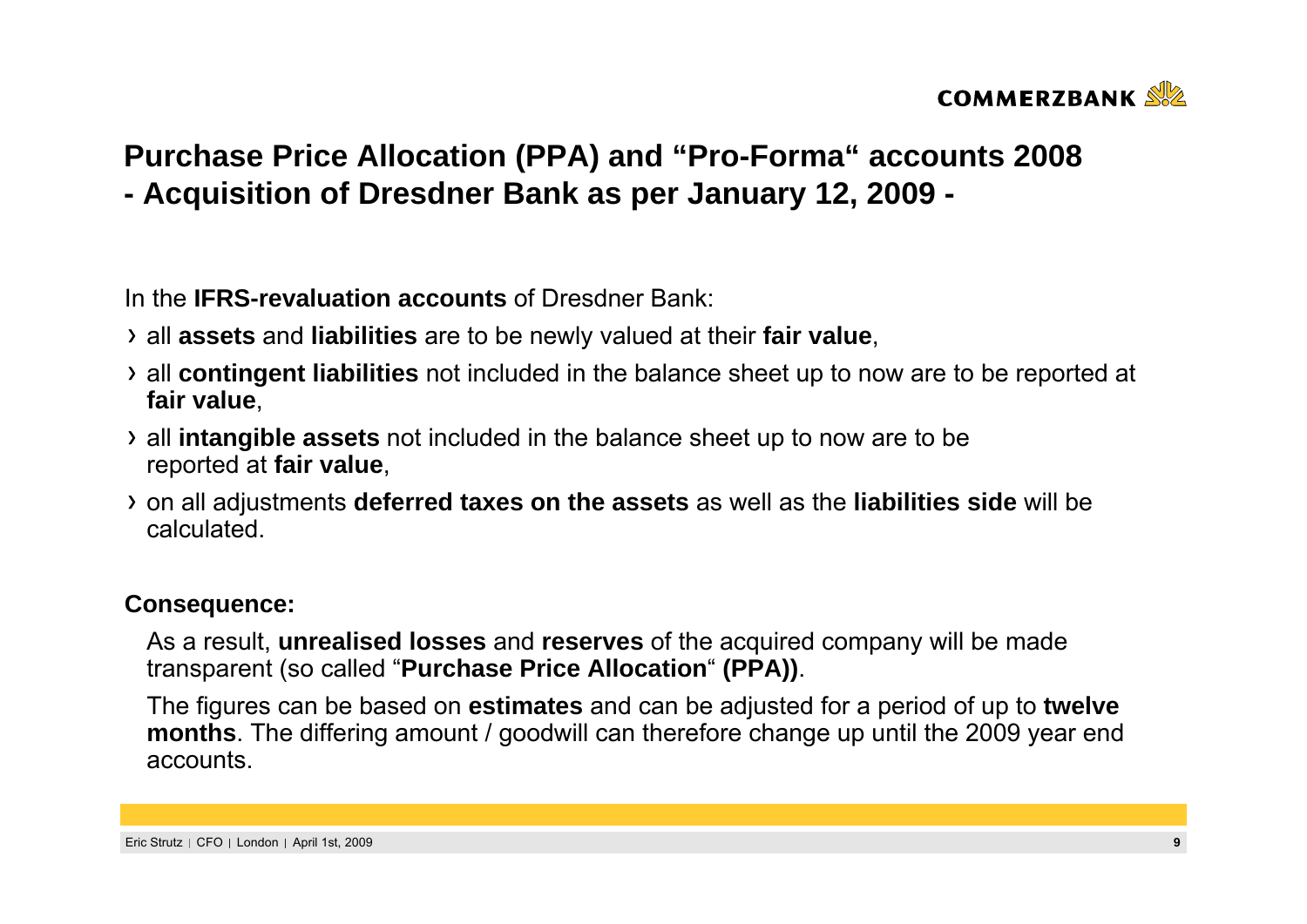# Purchase Price Allocation (PPA) and "Pro-Forma" accounts 2008
## - Acquisition of Dresdner Bank as per January 12, 2009 -

In the **IFRS-revaluation accounts** of Dresdner Bank:

- all **assets** and **liabilities** are to be newly valued at their **fair value**,
- all **contingent liabilities** not included in the balance sheet up to now are to be reported at **fair value**,
- all **intangible assets** not included in the balance sheet up to now are to be reported at **fair value**,
- on all adjustments **deferred taxes on the assets** as well as the **liabilities side** will be calculated.

**Consequence:**

As a result, **unrealised losses** and **reserves** of the acquired company will be made transparent (so called "**Purchase Price Allocation**" **(PPA))**.

The figures can be based on **estimates** and can be adjusted for a period of up to **twelve months**. The differing amount / goodwill can therefore change up until the 2009 year end accounts.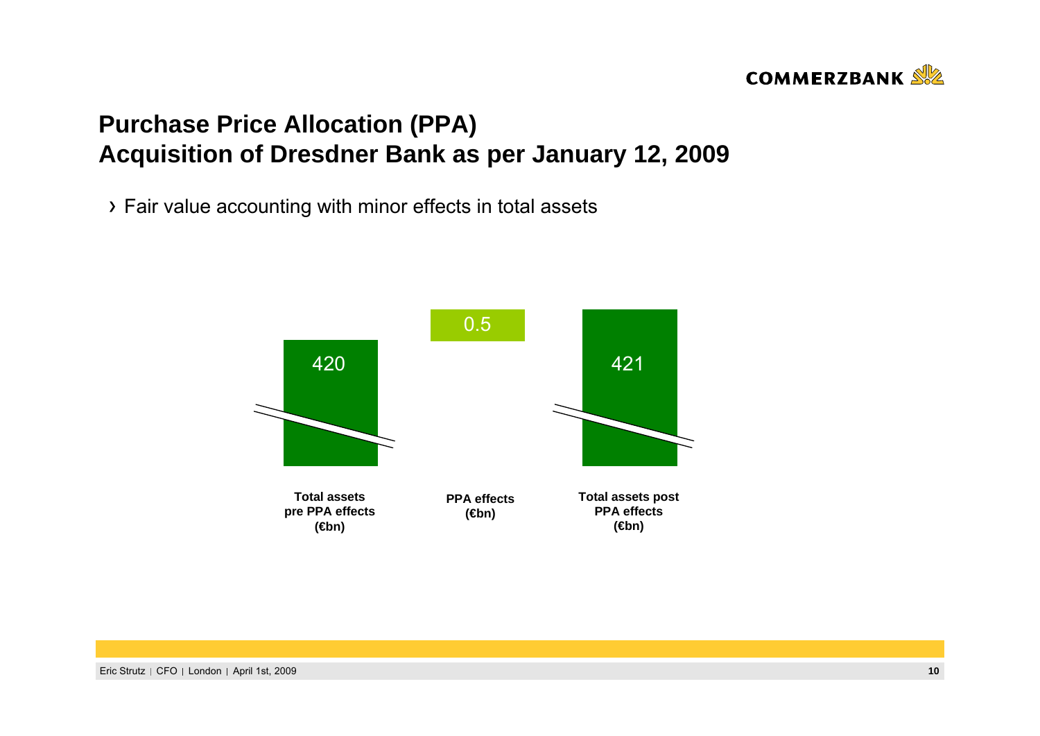# Purchase Price Allocation (PPA)
# Acquisition of Dresdner Bank as per January 12, 2009

- Fair value accounting with minor effects in total assets

| Total assets pre PPA effects (€bn) | PPA effects (€bn) | Total assets post PPA effects (€bn) |
|---|---|---|
| 420 | 0.5 | 421 |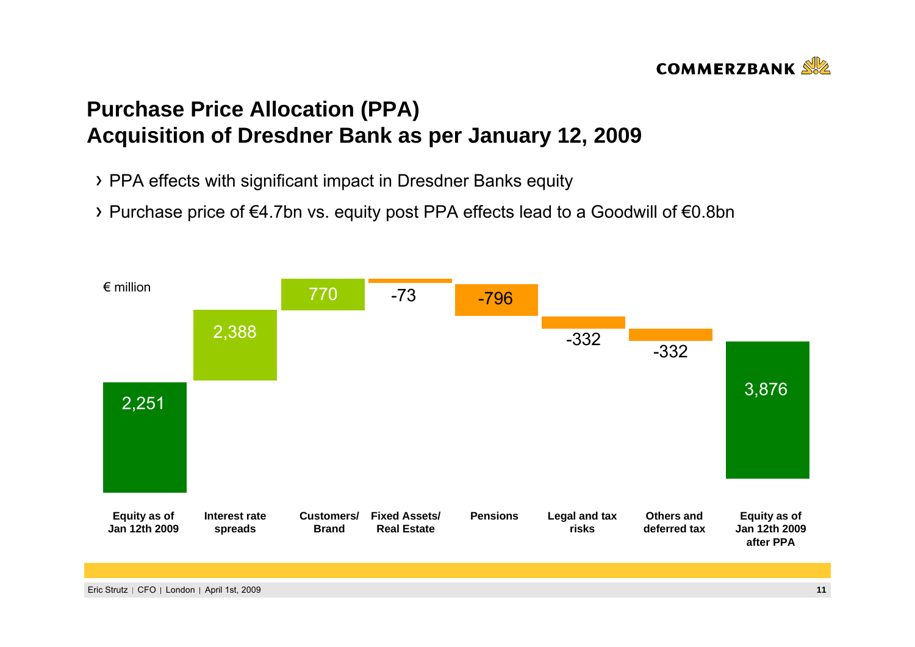## Purchase Price Allocation (PPA)
## Acquisition of Dresdner Bank as per January 12, 2009

- PPA effects with significant impact in Dresdner Banks equity
- Purchase price of €4.7bn vs. equity post PPA effects lead to a Goodwill of €0.8bn

€ million

| Equity as of Jan 12th 2009 | Interest rate spreads | Customers/ Brand | Fixed Assets/ Real Estate | Pensions | Legal and tax risks | Others and deferred tax | Equity as of Jan 12th 2009 after PPA |
|---|---|---|---|---|---|---|---|
| 2,251 | 2,388 | 770 | -73 | -796 | -332 | -332 | 3,876 |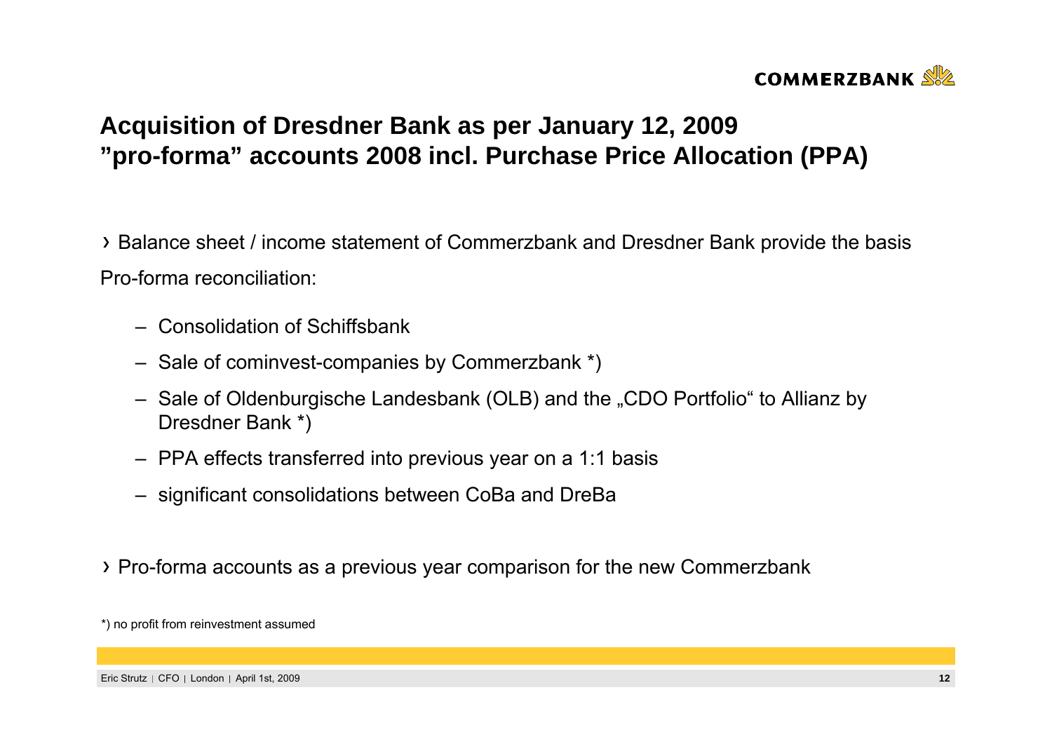# Acquisition of Dresdner Bank as per January 12, 2009 ”pro-forma” accounts 2008 incl. Purchase Price Allocation (PPA)

› Balance sheet / income statement of Commerzbank and Dresdner Bank provide the basis

Pro-forma reconciliation:

- Consolidation of Schiffsbank
- Sale of cominvest-companies by Commerzbank *)
- Sale of Oldenburgische Landesbank (OLB) and the „CDO Portfolio“ to Allianz by Dresdner Bank *)
- PPA effects transferred into previous year on a 1:1 basis
- significant consolidations between CoBa and DreBa

› Pro-forma accounts as a previous year comparison for the new Commerzbank

*) no profit from reinvestment assumed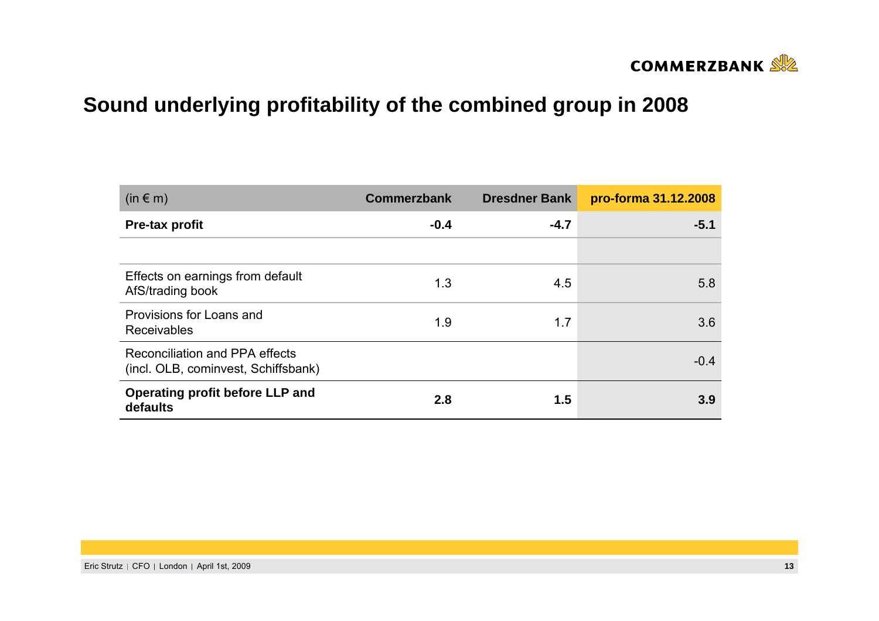# Sound underlying profitability of the combined group in 2008

| (in € m) | Commerzbank | Dresdner Bank | pro-forma 31.12.2008 |
|---|---|---|---|
| **Pre-tax profit** | **-0.4** | **-4.7** | **-5.1** |
| | | | |
| Effects on earnings from default AfS/trading book | 1.3 | 4.5 | 5.8 |
| Provisions for Loans and Receivables | 1.9 | 1.7 | 3.6 |
| Reconciliation and PPA effects (incl. OLB, cominvest, Schiffsbank) | | | -0.4 |
| **Operating profit before LLP and defaults** | **2.8** | **1.5** | **3.9** |

Eric Strutz | CFO | London | April 1st, 2009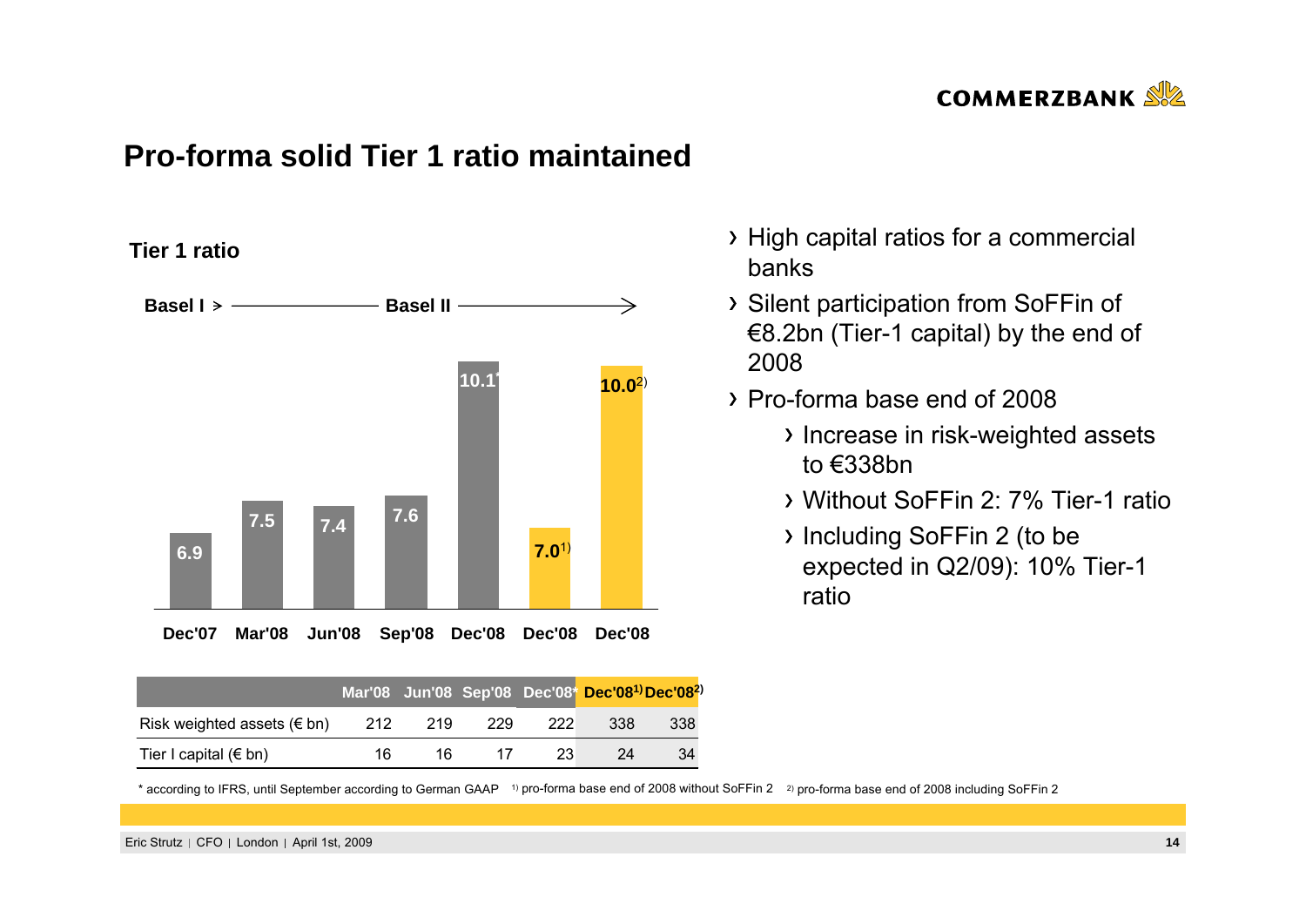# Pro-forma solid Tier 1 ratio maintained

**Tier 1 ratio**

Basel I > —— Basel II ——>

| Dec'07 | Mar'08 | Jun'08 | Sep'08 | Dec'08 | Dec'08 | Dec'08 |
|---|---|---|---|---|---|---|
| 6.9 | 7.5 | 7.4 | 7.6 | 10.1* | 7.0[1)] | 10.0[2)] |

| | Mar'08 | Jun'08 | Sep'08 | Dec'08* | Dec'08[1)] | Dec'08[2)] |
|---|---|---|---|---|---|---|
| Risk weighted assets (€ bn) | 212 | 219 | 229 | 222 | 338 | 338 |
| Tier I capital (€ bn) | 16 | 16 | 17 | 23 | 24 | 34 |

* according to IFRS, until September according to German GAAP [1)] pro-forma base end of 2008 without SoFFin 2 [2)] pro-forma base end of 2008 including SoFFin 2

- High capital ratios for a commercial banks
- Silent participation from SoFFin of €8.2bn (Tier-1 capital) by the end of 2008
- Pro-forma base end of 2008
  - Increase in risk-weighted assets to €338bn
  - Without SoFFin 2: 7% Tier-1 ratio
  - Including SoFFin 2 (to be expected in Q2/09): 10% Tier-1 ratio

Eric Strutz | CFO | London | April 1st, 2009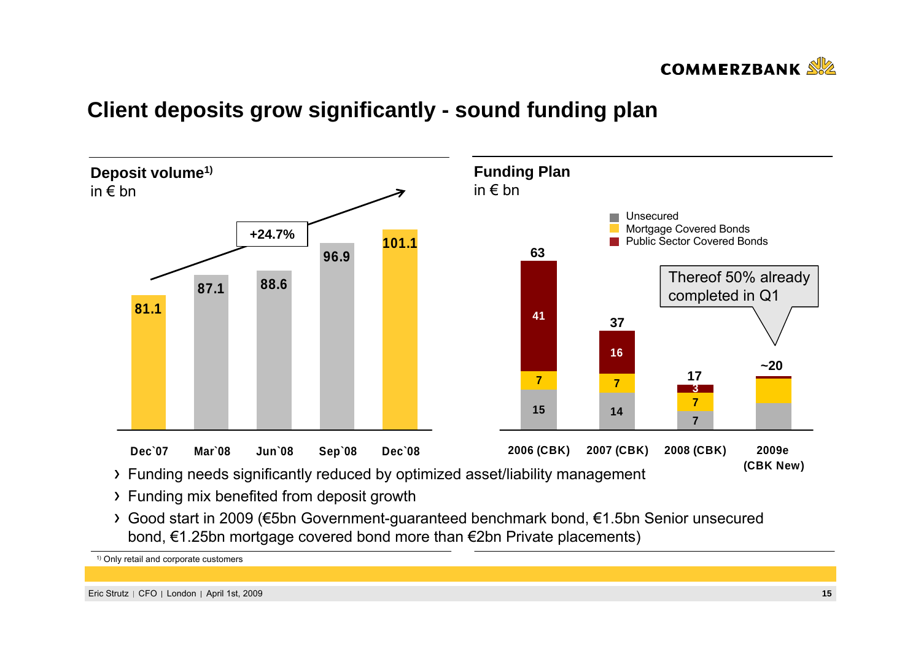# Client deposits grow significantly - sound funding plan

## Deposit volume[1)]

in € bn

| Dec`07 | Mar`08 | Jun`08 | Sep`08 | Dec`08 |
|---|---|---|---|---|
| 81.1 | 87.1 | 88.6 | 96.9 | 101.1 |

+24.7%

## Funding Plan

in € bn

| | 2006 (CBK) | 2007 (CBK) | 2008 (CBK) | 2009e (CBK New) |
|---|---|---|---|---|
| Unsecured | 15 | 14 | 7 | |
| Mortgage Covered Bonds | 7 | 7 | 7 | |
| Public Sector Covered Bonds | 41 | 16 | 3 | |
| Total | 63 | 37 | 17 | ~20 |

Thereof 50% already completed in Q1

- Funding needs significantly reduced by optimized asset/liability management
- Funding mix benefited from deposit growth
- Good start in 2009 (€5bn Government-guaranteed benchmark bond, €1.5bn Senior unsecured bond, €1.25bn mortgage covered bond more than €2bn Private placements)

1) Only retail and corporate customers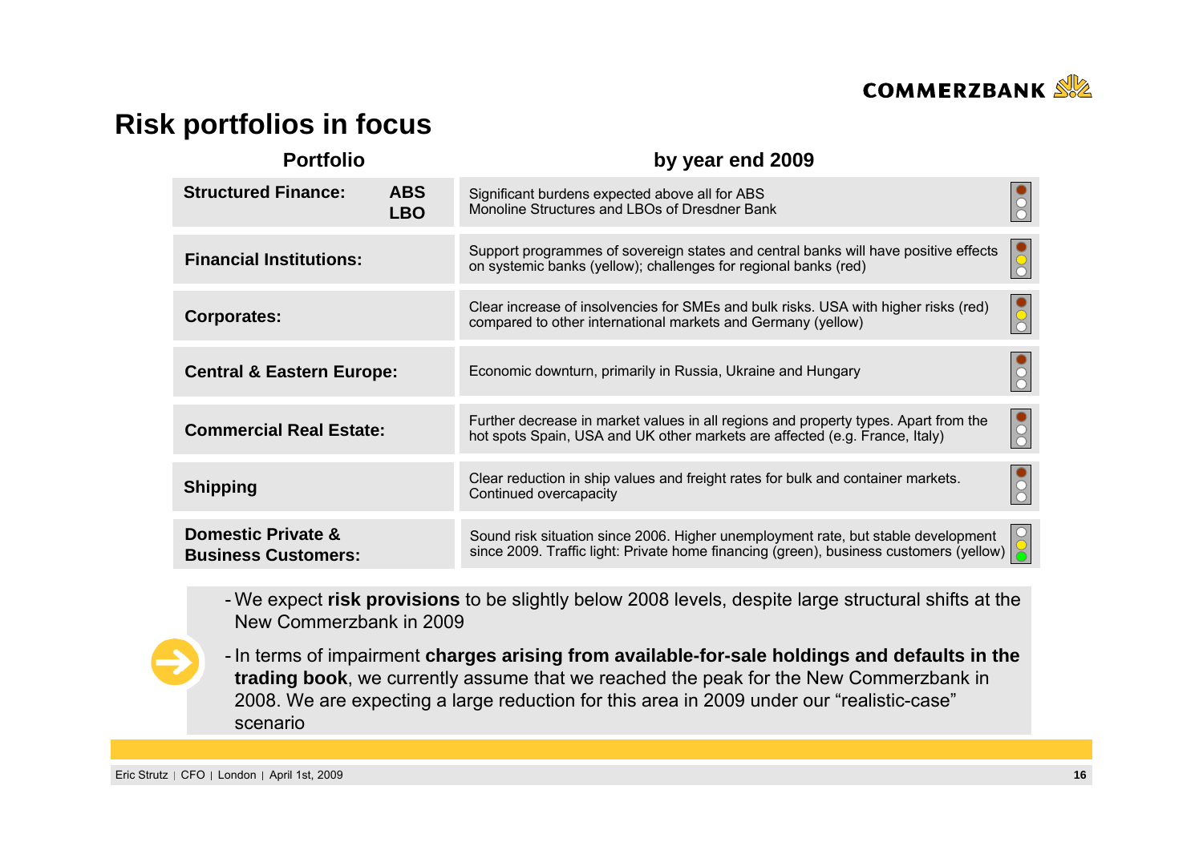# Risk portfolios in focus

| Portfolio | by year end 2009 |
|---|---|
| **Structured Finance: ABS LBO** | Significant burdens expected above all for ABS Monoline Structures and LBOs of Dresdner Bank |
| **Financial Institutions:** | Support programmes of sovereign states and central banks will have positive effects on systemic banks (yellow); challenges for regional banks (red) |
| **Corporates:** | Clear increase of insolvencies for SMEs and bulk risks. USA with higher risks (red) compared to other international markets and Germany (yellow) |
| **Central & Eastern Europe:** | Economic downturn, primarily in Russia, Ukraine and Hungary |
| **Commercial Real Estate:** | Further decrease in market values in all regions and property types. Apart from the hot spots Spain, USA and UK other markets are affected (e.g. France, Italy) |
| **Shipping** | Clear reduction in ship values and freight rates for bulk and container markets. Continued overcapacity |
| **Domestic Private & Business Customers:** | Sound risk situation since 2006. Higher unemployment rate, but stable development since 2009. Traffic light: Private home financing (green), business customers (yellow) |

- We expect **risk provisions** to be slightly below 2008 levels, despite large structural shifts at the New Commerzbank in 2009
- In terms of impairment **charges arising from available-for-sale holdings and defaults in the trading book**, we currently assume that we reached the peak for the New Commerzbank in 2008. We are expecting a large reduction for this area in 2009 under our "realistic-case" scenario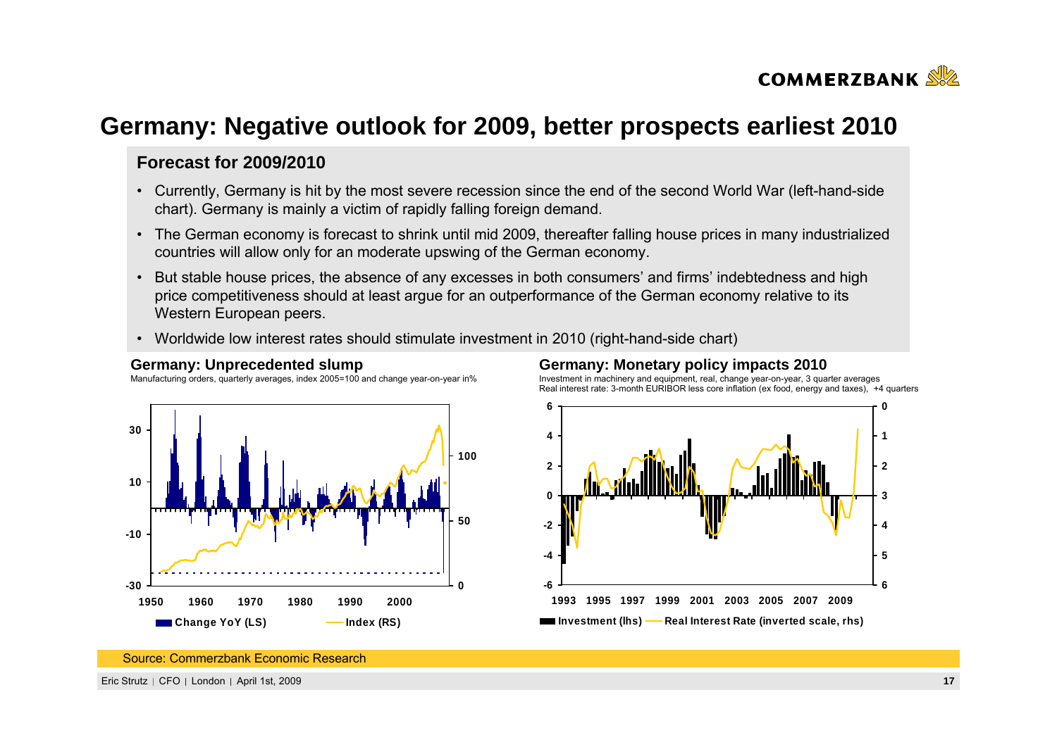# Germany: Negative outlook for 2009, better prospects earliest 2010

## Forecast for 2009/2010

- Currently, Germany is hit by the most severe recession since the end of the second World War (left-hand-side chart). Germany is mainly a victim of rapidly falling foreign demand.
- The German economy is forecast to shrink until mid 2009, thereafter falling house prices in many industrialized countries will allow only for an moderate upswing of the German economy.
- But stable house prices, the absence of any excesses in both consumers' and firms' indebtedness and high price competitiveness should at least argue for an outperformance of the German economy relative to its Western European peers.
- Worldwide low interest rates should stimulate investment in 2010 (right-hand-side chart)

**Germany: Unprecedented slump**

Manufacturing orders, quarterly averages, index 2005=100 and change year-on-year in%

**Germany: Monetary policy impacts 2010**

Investment in machinery and equipment, real, change year-on-year, 3 quarter averages
Real interest rate: 3-month EURIBOR less core inflation (ex food, energy and taxes), +4 quarters

Source: Commerzbank Economic Research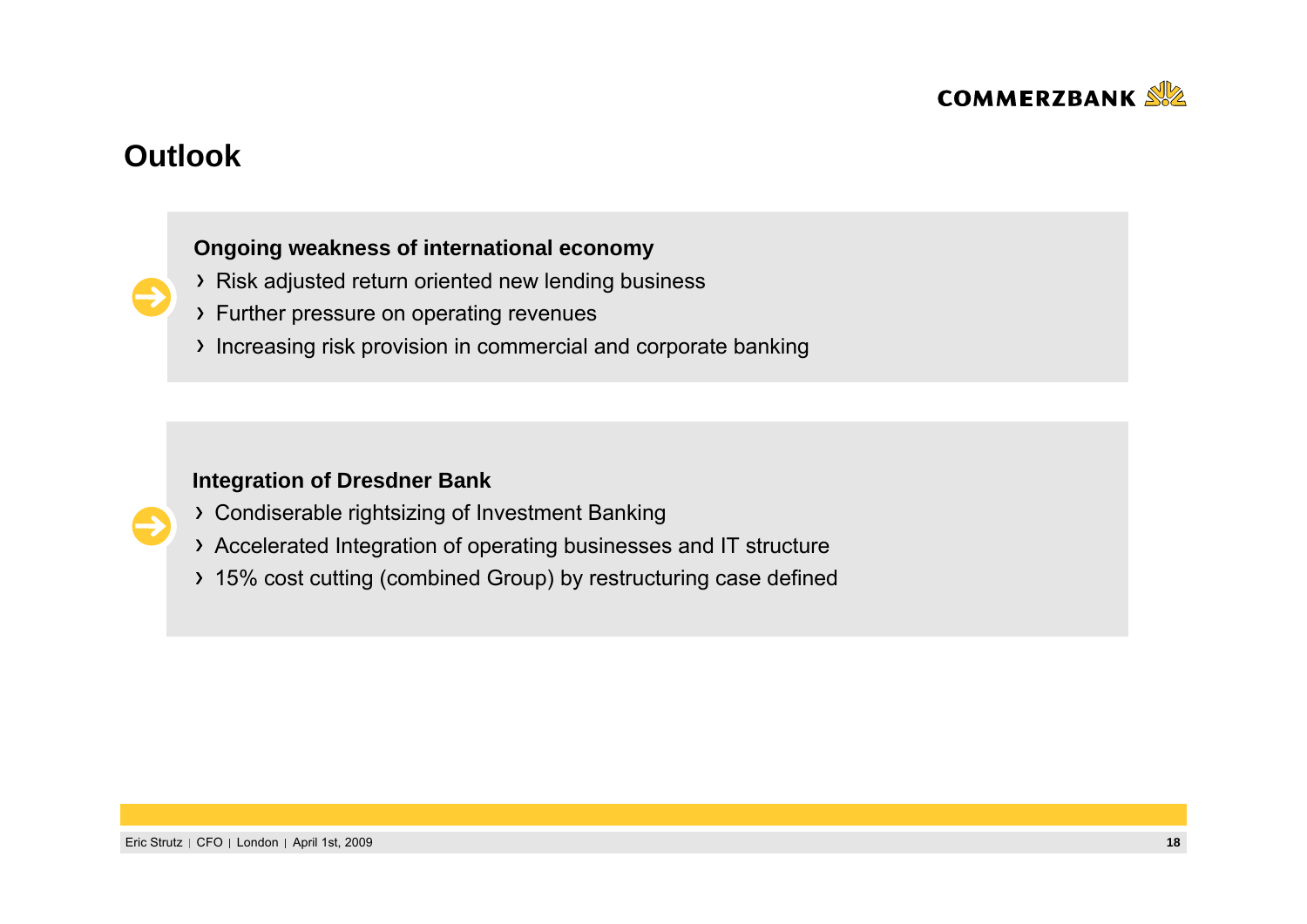# Outlook

**Ongoing weakness of international economy**

- Risk adjusted return oriented new lending business
- Further pressure on operating revenues
- Increasing risk provision in commercial and corporate banking

**Integration of Dresdner Bank**

- Condiserable rightsizing of Investment Banking
- Accelerated Integration of operating businesses and IT structure
- 15% cost cutting (combined Group) by restructuring case defined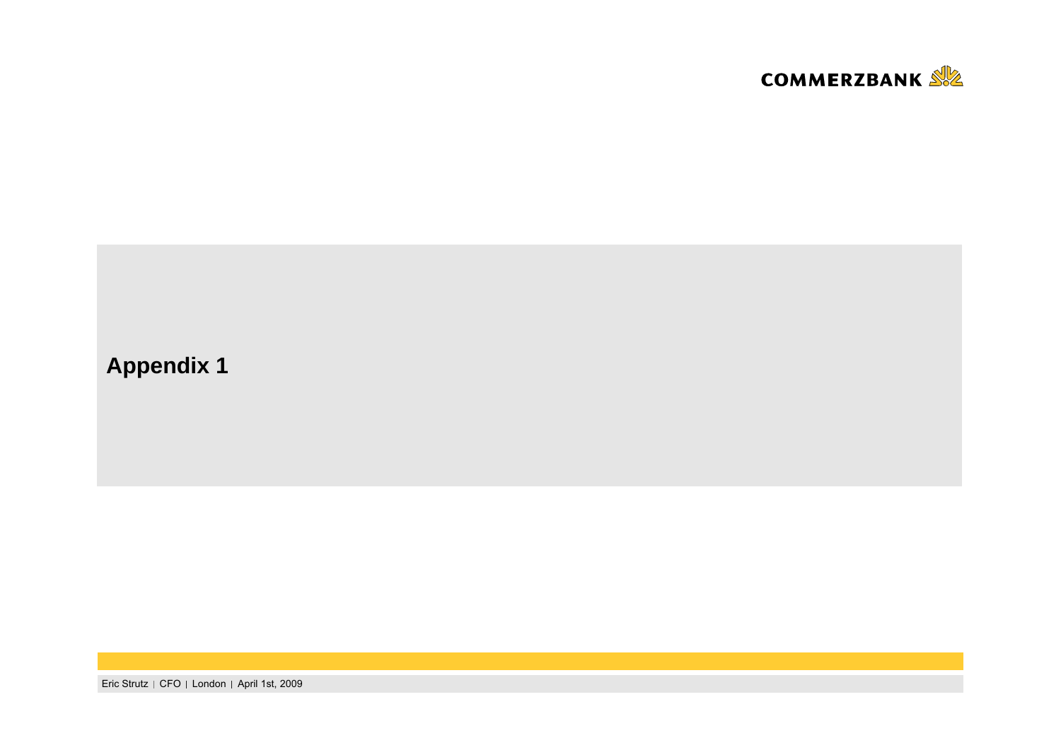# Appendix 1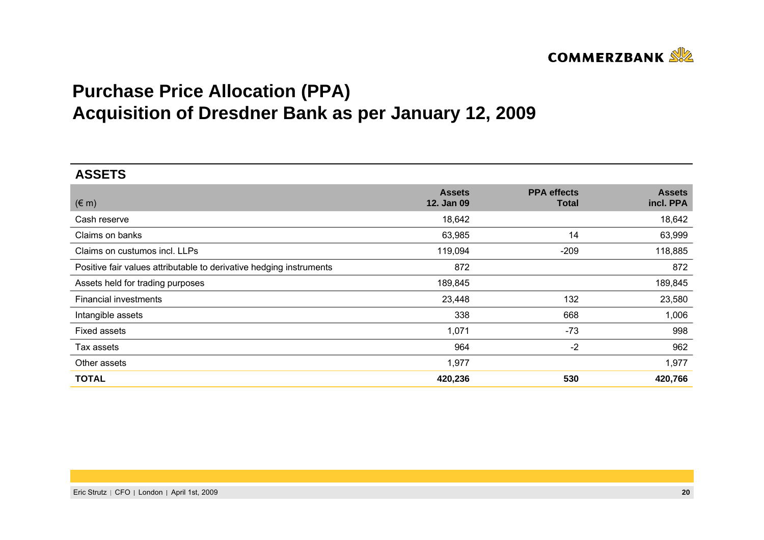# Purchase Price Allocation (PPA)
# Acquisition of Dresdner Bank as per January 12, 2009

## ASSETS

| (€ m) | Assets 12. Jan 09 | PPA effects Total | Assets incl. PPA |
|---|---|---|---|
| Cash reserve | 18,642 | | 18,642 |
| Claims on banks | 63,985 | 14 | 63,999 |
| Claims on custumos incl. LLPs | 119,094 | -209 | 118,885 |
| Positive fair values attributable to derivative hedging instruments | 872 | | 872 |
| Assets held for trading purposes | 189,845 | | 189,845 |
| Financial investments | 23,448 | 132 | 23,580 |
| Intangible assets | 338 | 668 | 1,006 |
| Fixed assets | 1,071 | -73 | 998 |
| Tax assets | 964 | -2 | 962 |
| Other assets | 1,977 | | 1,977 |
| **TOTAL** | **420,236** | **530** | **420,766** |

Eric Strutz | CFO | London | April 1st, 2009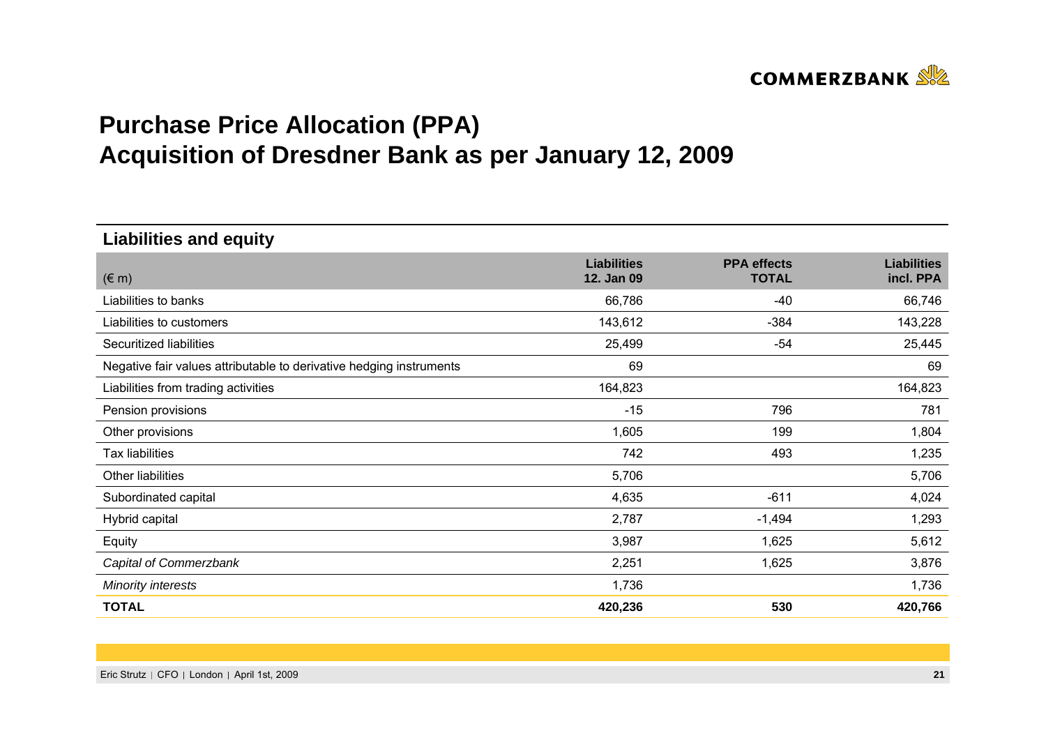# Purchase Price Allocation (PPA)
## Acquisition of Dresdner Bank as per January 12, 2009

### Liabilities and equity

| (€ m) | Liabilities 12. Jan 09 | PPA effects TOTAL | Liabilities incl. PPA |
|---|---|---|---|
| Liabilities to banks | 66,786 | -40 | 66,746 |
| Liabilities to customers | 143,612 | -384 | 143,228 |
| Securitized liabilities | 25,499 | -54 | 25,445 |
| Negative fair values attributable to derivative hedging instruments | 69 | | 69 |
| Liabilities from trading activities | 164,823 | | 164,823 |
| Pension provisions | -15 | 796 | 781 |
| Other provisions | 1,605 | 199 | 1,804 |
| Tax liabilities | 742 | 493 | 1,235 |
| Other liabilities | 5,706 | | 5,706 |
| Subordinated capital | 4,635 | -611 | 4,024 |
| Hybrid capital | 2,787 | -1,494 | 1,293 |
| Equity | 3,987 | 1,625 | 5,612 |
| *Capital of Commerzbank* | 2,251 | 1,625 | 3,876 |
| *Minority interests* | 1,736 | | 1,736 |
| **TOTAL** | **420,236** | **530** | **420,766** |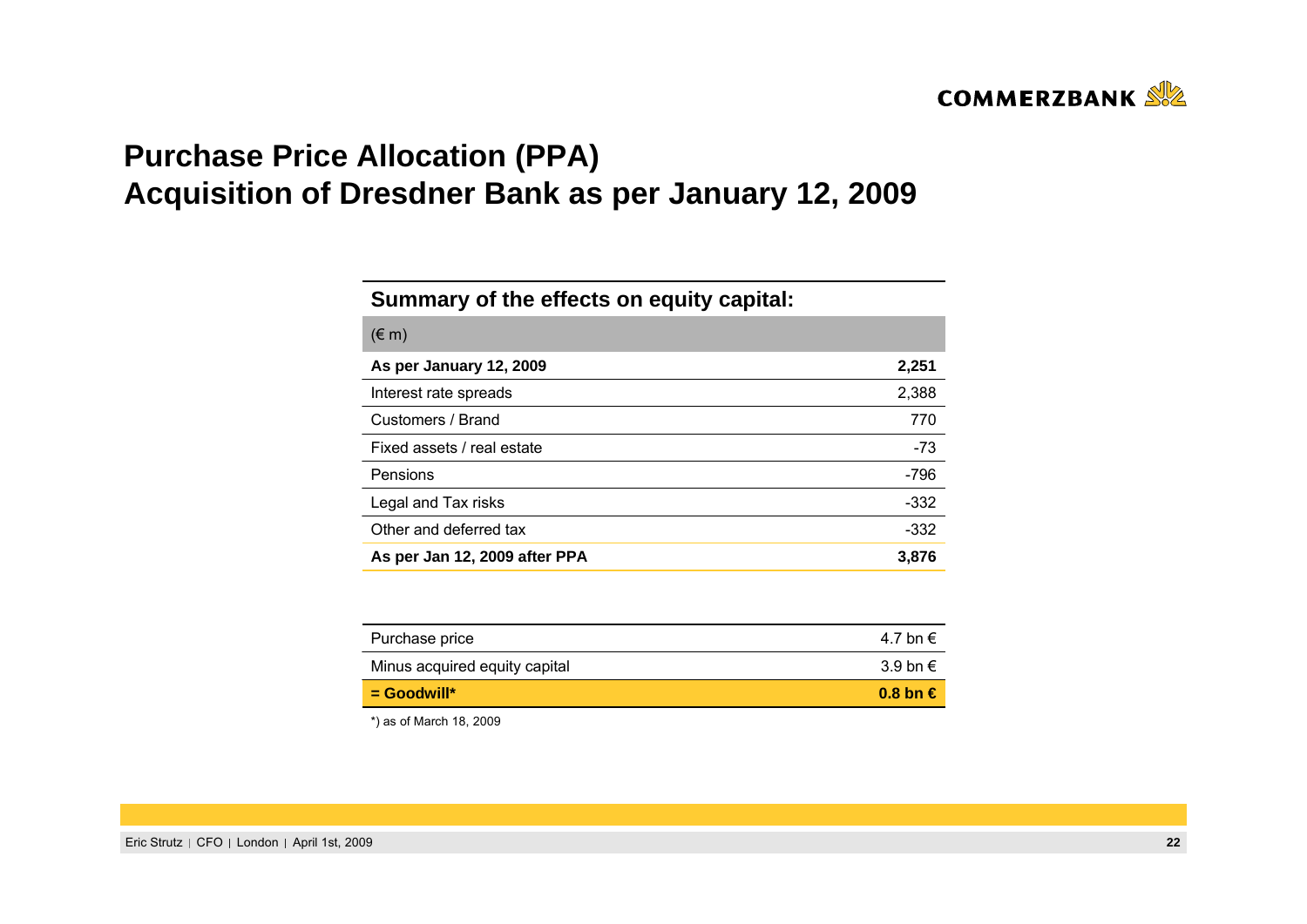# Purchase Price Allocation (PPA)
# Acquisition of Dresdner Bank as per January 12, 2009

**Summary of the effects on equity capital:**

| (€ m) | |
|---|---|
| **As per January 12, 2009** | **2,251** |
| Interest rate spreads | 2,388 |
| Customers / Brand | 770 |
| Fixed assets / real estate | -73 |
| Pensions | -796 |
| Legal and Tax risks | -332 |
| Other and deferred tax | -332 |
| **As per Jan 12, 2009 after PPA** | **3,876** |

| | |
|---|---|
| Purchase price | 4.7 bn € |
| Minus acquired equity capital | 3.9 bn € |
| **= Goodwill*** | **0.8 bn €** |

*) as of March 18, 2009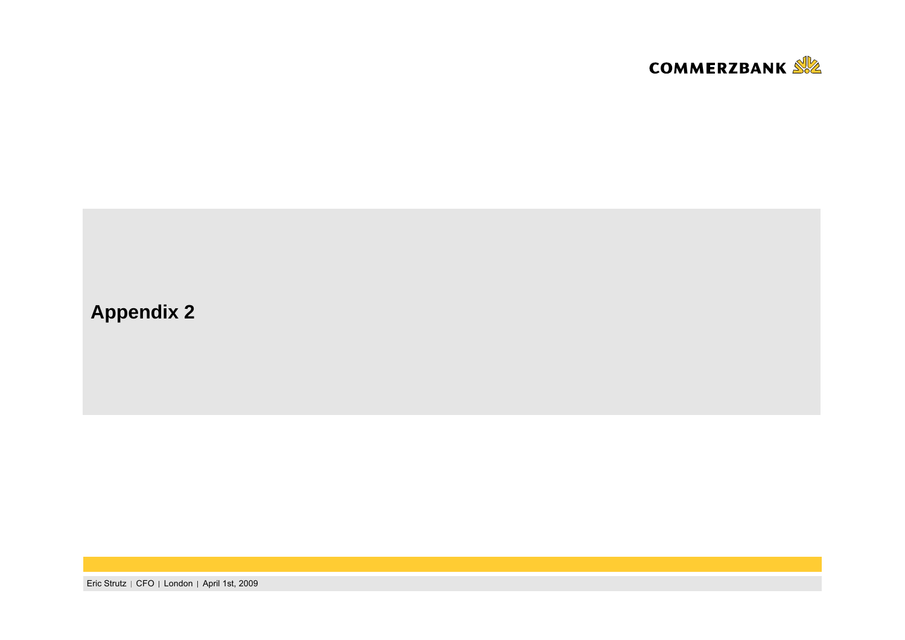# Appendix 2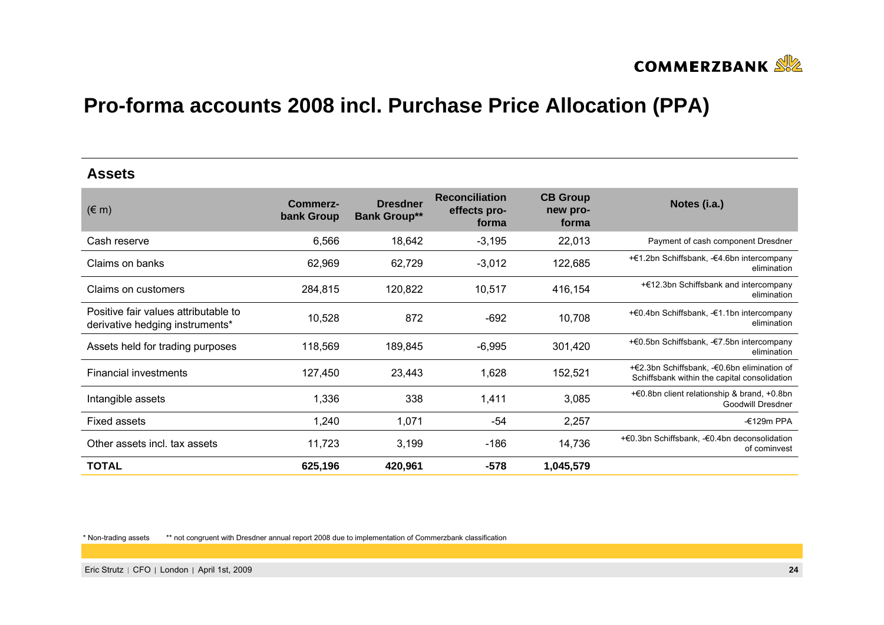# Pro-forma accounts 2008 incl. Purchase Price Allocation (PPA)

## Assets

| (€ m) | Commerz-bank Group | Dresdner Bank Group** | Reconciliation effects pro-forma | CB Group new pro-forma | Notes (i.a.) |
|---|---|---|---|---|---|
| Cash reserve | 6,566 | 18,642 | -3,195 | 22,013 | Payment of cash component Dresdner |
| Claims on banks | 62,969 | 62,729 | -3,012 | 122,685 | +€1.2bn Schiffsbank, -€4.6bn intercompany elimination |
| Claims on customers | 284,815 | 120,822 | 10,517 | 416,154 | +€12.3bn Schiffsbank and intercompany elimination |
| Positive fair values attributable to derivative hedging instruments* | 10,528 | 872 | -692 | 10,708 | +€0.4bn Schiffsbank, -€1.1bn intercompany elimination |
| Assets held for trading purposes | 118,569 | 189,845 | -6,995 | 301,420 | +€0.5bn Schiffsbank, -€7.5bn intercompany elimination |
| Financial investments | 127,450 | 23,443 | 1,628 | 152,521 | +€2.3bn Schiffsbank, -€0.6bn elimination of Schiffsbank within the capital consolidation |
| Intangible assets | 1,336 | 338 | 1,411 | 3,085 | +€0.8bn client relationship & brand, +0.8bn Goodwill Dresdner |
| Fixed assets | 1,240 | 1,071 | -54 | 2,257 | -€129m PPA |
| Other assets incl. tax assets | 11,723 | 3,199 | -186 | 14,736 | +€0.3bn Schiffsbank, -€0.4bn deconsolidation of cominvest |
| **TOTAL** | **625,196** | **420,961** | **-578** | **1,045,579** | |

* Non-trading assets ** not congruent with Dresdner annual report 2008 due to implementation of Commerzbank classification

Eric Strutz | CFO | London | April 1st, 2009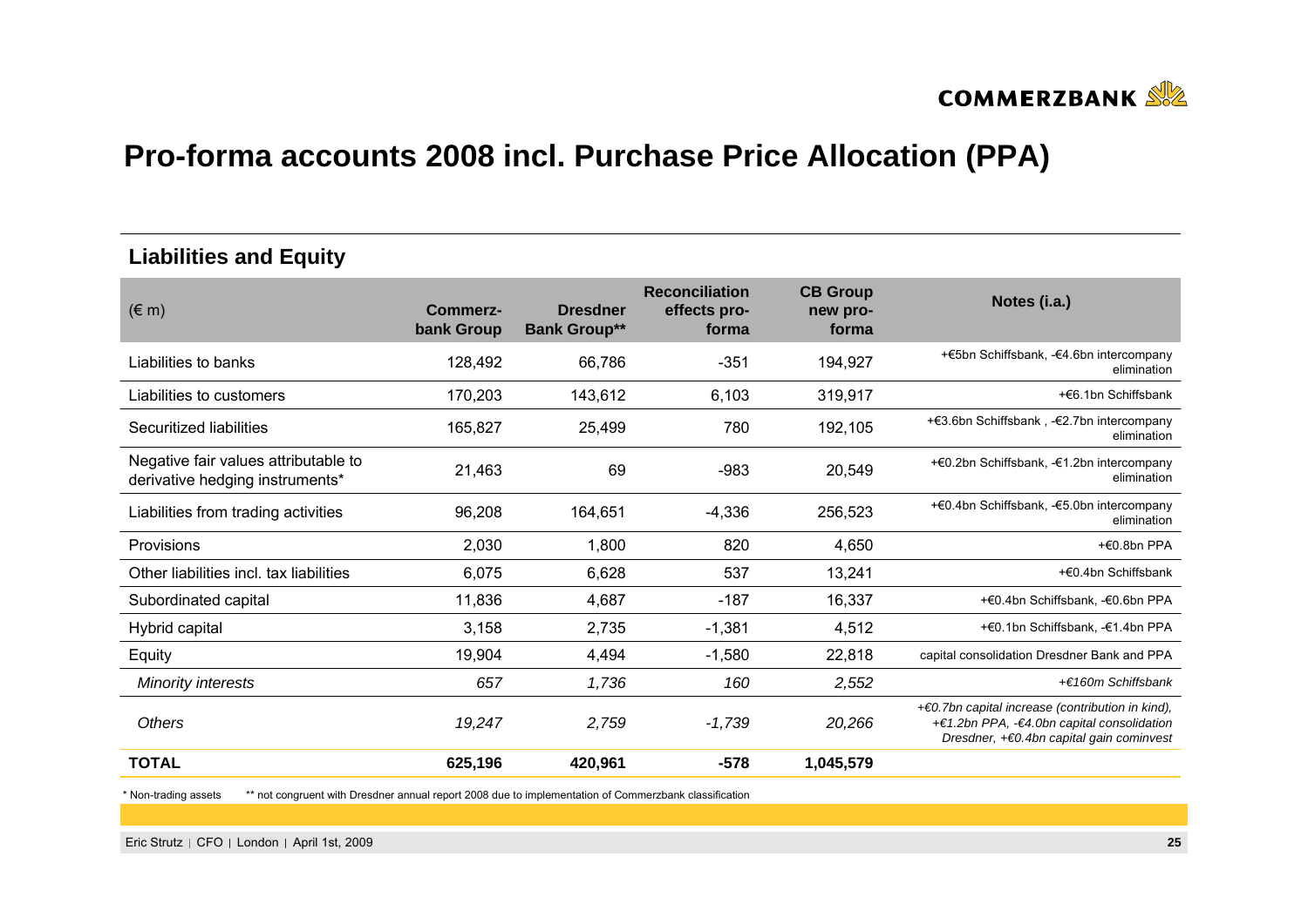# Pro-forma accounts 2008 incl. Purchase Price Allocation (PPA)

## Liabilities and Equity

| (€ m) | Commerz-bank Group | Dresdner Bank Group** | Reconciliation effects pro-forma | CB Group new pro-forma | Notes (i.a.) |
|---|---|---|---|---|---|
| Liabilities to banks | 128,492 | 66,786 | -351 | 194,927 | +€5bn Schiffsbank, -€4.6bn intercompany elimination |
| Liabilities to customers | 170,203 | 143,612 | 6,103 | 319,917 | +€6.1bn Schiffsbank |
| Securitized liabilities | 165,827 | 25,499 | 780 | 192,105 | +€3.6bn Schiffsbank , -€2.7bn intercompany elimination |
| Negative fair values attributable to derivative hedging instruments* | 21,463 | 69 | -983 | 20,549 | +€0.2bn Schiffsbank, -€1.2bn intercompany elimination |
| Liabilities from trading activities | 96,208 | 164,651 | -4,336 | 256,523 | +€0.4bn Schiffsbank, -€5.0bn intercompany elimination |
| Provisions | 2,030 | 1,800 | 820 | 4,650 | +€0.8bn PPA |
| Other liabilities incl. tax liabilities | 6,075 | 6,628 | 537 | 13,241 | +€0.4bn Schiffsbank |
| Subordinated capital | 11,836 | 4,687 | -187 | 16,337 | +€0.4bn Schiffsbank, -€0.6bn PPA |
| Hybrid capital | 3,158 | 2,735 | -1,381 | 4,512 | +€0.1bn Schiffsbank, -€1.4bn PPA |
| Equity | 19,904 | 4,494 | -1,580 | 22,818 | capital consolidation Dresdner Bank and PPA |
| *Minority interests* | *657* | *1,736* | *160* | *2,552* | *+€160m Schiffsbank* |
| *Others* | *19,247* | *2,759* | *-1,739* | *20,266* | *+€0.7bn capital increase (contribution in kind), +€1.2bn PPA, -€4.0bn capital consolidation Dresdner, +€0.4bn capital gain cominvest* |
| **TOTAL** | **625,196** | **420,961** | **-578** | **1,045,579** | |

\* Non-trading assets ** not congruent with Dresdner annual report 2008 due to implementation of Commerzbank classification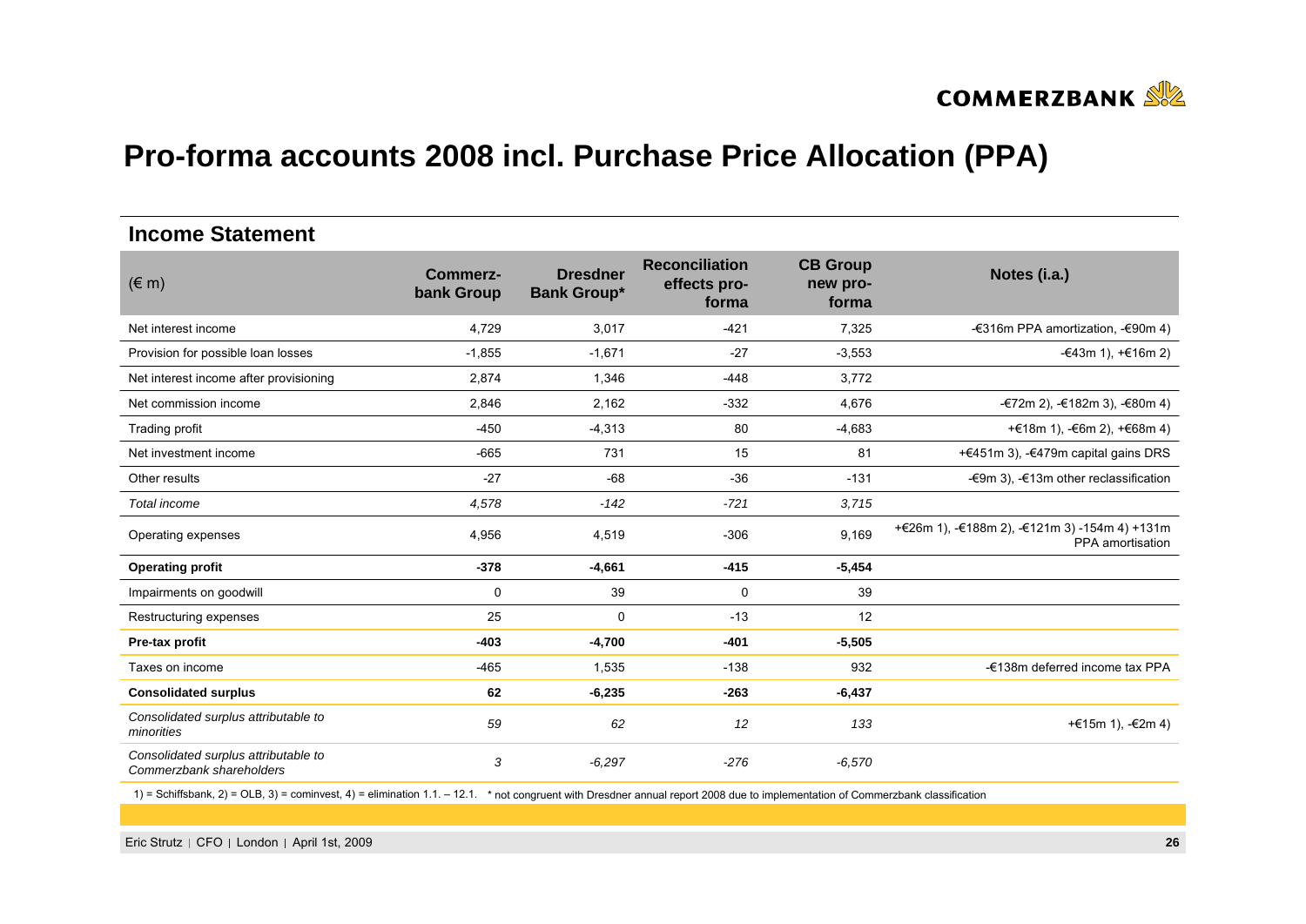# Pro-forma accounts 2008 incl. Purchase Price Allocation (PPA)

## Income Statement

| (€ m) | Commerz-bank Group | Dresdner Bank Group* | Reconciliation effects pro-forma | CB Group new pro-forma | Notes (i.a.) |
|---|---|---|---|---|---|
| Net interest income | 4,729 | 3,017 | -421 | 7,325 | -€316m PPA amortization, -€90m 4) |
| Provision for possible loan losses | -1,855 | -1,671 | -27 | -3,553 | -€43m 1), +€16m 2) |
| Net interest income after provisioning | 2,874 | 1,346 | -448 | 3,772 | |
| Net commission income | 2,846 | 2,162 | -332 | 4,676 | -€72m 2), -€182m 3), -€80m 4) |
| Trading profit | -450 | -4,313 | 80 | -4,683 | +€18m 1), -€6m 2), +€68m 4) |
| Net investment income | -665 | 731 | 15 | 81 | +€451m 3), -€479m capital gains DRS |
| Other results | -27 | -68 | -36 | -131 | -€9m 3), -€13m other reclassification |
| *Total income* | *4,578* | *-142* | *-721* | *3,715* | |
| Operating expenses | 4,956 | 4,519 | -306 | 9,169 | +€26m 1), -€188m 2), -€121m 3) -154m 4) +131m PPA amortisation |
| **Operating profit** | **-378** | **-4,661** | **-415** | **-5,454** | |
| Impairments on goodwill | 0 | 39 | 0 | 39 | |
| Restructuring expenses | 25 | 0 | -13 | 12 | |
| **Pre-tax profit** | **-403** | **-4,700** | **-401** | **-5,505** | |
| Taxes on income | -465 | 1,535 | -138 | 932 | -€138m deferred income tax PPA |
| **Consolidated surplus** | **62** | **-6,235** | **-263** | **-6,437** | |
| *Consolidated surplus attributable to minorities* | *59* | *62* | *12* | *133* | +€15m 1), -€2m 4) |
| *Consolidated surplus attributable to Commerzbank shareholders* | *3* | *-6,297* | *-276* | *-6,570* | |

1) = Schiffsbank, 2) = OLB, 3) = cominvest, 4) = elimination 1.1. – 12.1. * not congruent with Dresdner annual report 2008 due to implementation of Commerzbank classification

Eric Strutz | CFO | London | April 1st, 2009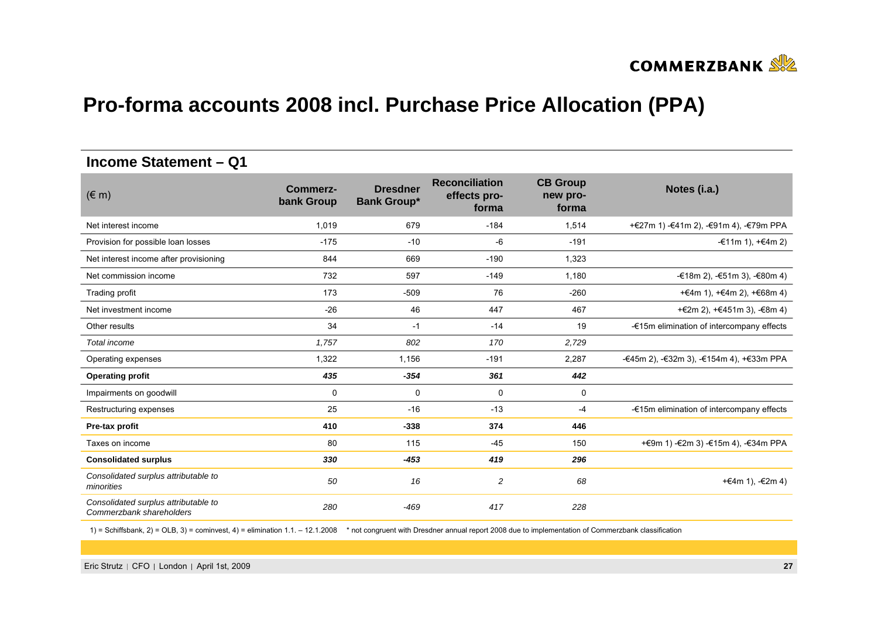# Pro-forma accounts 2008 incl. Purchase Price Allocation (PPA)

## Income Statement – Q1

| (€ m) | Commerz-bank Group | Dresdner Bank Group* | Reconciliation effects pro-forma | CB Group new pro-forma | Notes (i.a.) |
|---|---|---|---|---|---|
| Net interest income | 1,019 | 679 | -184 | 1,514 | +€27m 1) -€41m 2), -€91m 4), -€79m PPA |
| Provision for possible loan losses | -175 | -10 | -6 | -191 | -€11m 1), +€4m 2) |
| Net interest income after provisioning | 844 | 669 | -190 | 1,323 | |
| Net commission income | 732 | 597 | -149 | 1,180 | -€18m 2), -€51m 3), -€80m 4) |
| Trading profit | 173 | -509 | 76 | -260 | +€4m 1), +€4m 2), +€68m 4) |
| Net investment income | -26 | 46 | 447 | 467 | +€2m 2), +€451m 3), -€8m 4) |
| Other results | 34 | -1 | -14 | 19 | -€15m elimination of intercompany effects |
| *Total income* | *1,757* | *802* | *170* | *2,729* | |
| Operating expenses | 1,322 | 1,156 | -191 | 2,287 | -€45m 2), -€32m 3), -€154m 4), +€33m PPA |
| **Operating profit** | ***435*** | ***-354*** | ***361*** | ***442*** | |
| Impairments on goodwill | 0 | 0 | 0 | 0 | |
| Restructuring expenses | 25 | -16 | -13 | -4 | -€15m elimination of intercompany effects |
| **Pre-tax profit** | **410** | **-338** | **374** | **446** | |
| Taxes on income | 80 | 115 | -45 | 150 | +€9m 1) -€2m 3) -€15m 4), -€34m PPA |
| **Consolidated surplus** | ***330*** | ***-453*** | ***419*** | ***296*** | |
| *Consolidated surplus attributable to minorities* | *50* | *16* | *2* | *68* | +€4m 1), -€2m 4) |
| *Consolidated surplus attributable to Commerzbank shareholders* | *280* | *-469* | *417* | *228* | |

1) = Schiffsbank, 2) = OLB, 3) = cominvest, 4) = elimination 1.1. – 12.1.2008 * not congruent with Dresdner annual report 2008 due to implementation of Commerzbank classification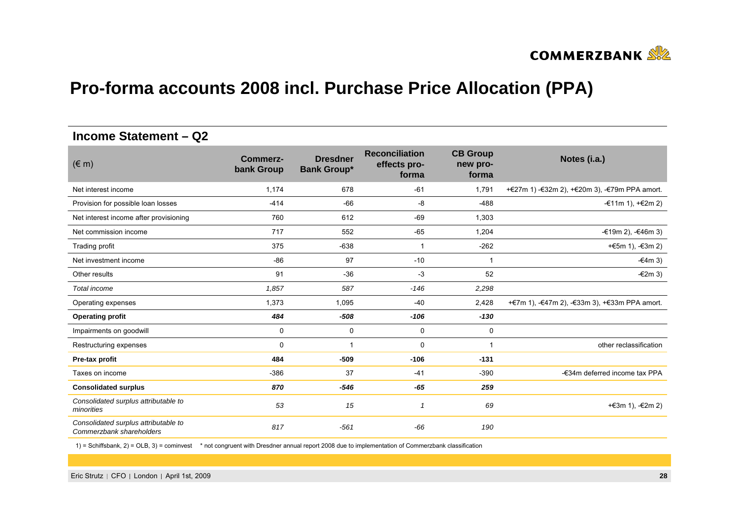# Pro-forma accounts 2008 incl. Purchase Price Allocation (PPA)

## Income Statement – Q2

| (€ m) | Commerz-bank Group | Dresdner Bank Group* | Reconciliation effects pro-forma | CB Group new pro-forma | Notes (i.a.) |
|---|---|---|---|---|---|
| Net interest income | 1,174 | 678 | -61 | 1,791 | +€27m 1) -€32m 2), +€20m 3), -€79m PPA amort. |
| Provision for possible loan losses | -414 | -66 | -8 | -488 | -€11m 1), +€2m 2) |
| Net interest income after provisioning | 760 | 612 | -69 | 1,303 | |
| Net commission income | 717 | 552 | -65 | 1,204 | -€19m 2), -€46m 3) |
| Trading profit | 375 | -638 | 1 | -262 | +€5m 1), -€3m 2) |
| Net investment income | -86 | 97 | -10 | 1 | -€4m 3) |
| Other results | 91 | -36 | -3 | 52 | -€2m 3) |
| *Total income* | *1,857* | *587* | *-146* | *2,298* | |
| Operating expenses | 1,373 | 1,095 | -40 | 2,428 | +€7m 1), -€47m 2), -€33m 3), +€33m PPA amort. |
| **Operating profit** | ***484*** | ***-508*** | ***-106*** | ***-130*** | |
| Impairments on goodwill | 0 | 0 | 0 | 0 | |
| Restructuring expenses | 0 | 1 | 0 | 1 | other reclassification |
| **Pre-tax profit** | **484** | **-509** | **-106** | **-131** | |
| Taxes on income | -386 | 37 | -41 | -390 | -€34m deferred income tax PPA |
| **Consolidated surplus** | ***870*** | ***-546*** | ***-65*** | ***259*** | |
| *Consolidated surplus attributable to minorities* | *53* | *15* | *1* | *69* | +€3m 1), -€2m 2) |
| *Consolidated surplus attributable to Commerzbank shareholders* | *817* | *-561* | *-66* | *190* | |

1) = Schiffsbank, 2) = OLB, 3) = cominvest * not congruent with Dresdner annual report 2008 due to implementation of Commerzbank classification

Eric Strutz | CFO | London | April 1st, 2009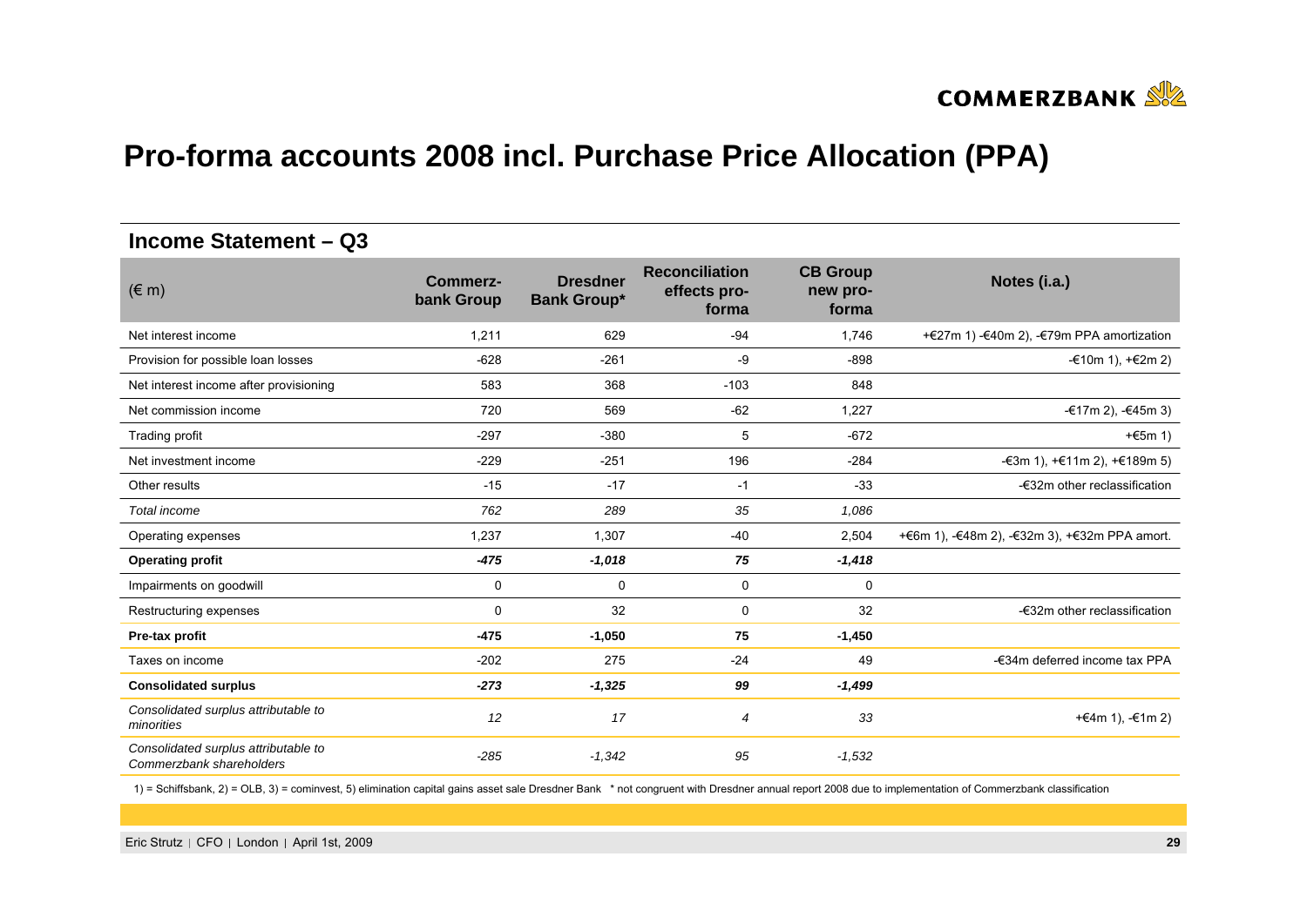# Pro-forma accounts 2008 incl. Purchase Price Allocation (PPA)

## Income Statement – Q3

| (€ m) | Commerz-bank Group | Dresdner Bank Group* | Reconciliation effects pro-forma | CB Group new pro-forma | Notes (i.a.) |
|---|---|---|---|---|---|
| Net interest income | 1,211 | 629 | -94 | 1,746 | +€27m 1) -€40m 2), -€79m PPA amortization |
| Provision for possible loan losses | -628 | -261 | -9 | -898 | -€10m 1), +€2m 2) |
| Net interest income after provisioning | 583 | 368 | -103 | 848 | |
| Net commission income | 720 | 569 | -62 | 1,227 | -€17m 2), -€45m 3) |
| Trading profit | -297 | -380 | 5 | -672 | +€5m 1) |
| Net investment income | -229 | -251 | 196 | -284 | -€3m 1), +€11m 2), +€189m 5) |
| Other results | -15 | -17 | -1 | -33 | -€32m other reclassification |
| *Total income* | *762* | *289* | *35* | *1,086* | |
| Operating expenses | 1,237 | 1,307 | -40 | 2,504 | +€6m 1), -€48m 2), -€32m 3), +€32m PPA amort. |
| **Operating profit** | ***-475*** | ***-1,018*** | ***75*** | ***-1,418*** | |
| Impairments on goodwill | 0 | 0 | 0 | 0 | |
| Restructuring expenses | 0 | 32 | 0 | 32 | -€32m other reclassification |
| **Pre-tax profit** | **-475** | **-1,050** | **75** | **-1,450** | |
| Taxes on income | -202 | 275 | -24 | 49 | -€34m deferred income tax PPA |
| **Consolidated surplus** | ***-273*** | ***-1,325*** | ***99*** | ***-1,499*** | |
| *Consolidated surplus attributable to minorities* | *12* | *17* | *4* | *33* | +€4m 1), -€1m 2) |
| *Consolidated surplus attributable to Commerzbank shareholders* | *-285* | *-1,342* | *95* | *-1,532* | |

1) = Schiffsbank, 2) = OLB, 3) = cominvest, 5) elimination capital gains asset sale Dresdner Bank * not congruent with Dresdner annual report 2008 due to implementation of Commerzbank classification

Eric Strutz | CFO | London | April 1st, 2009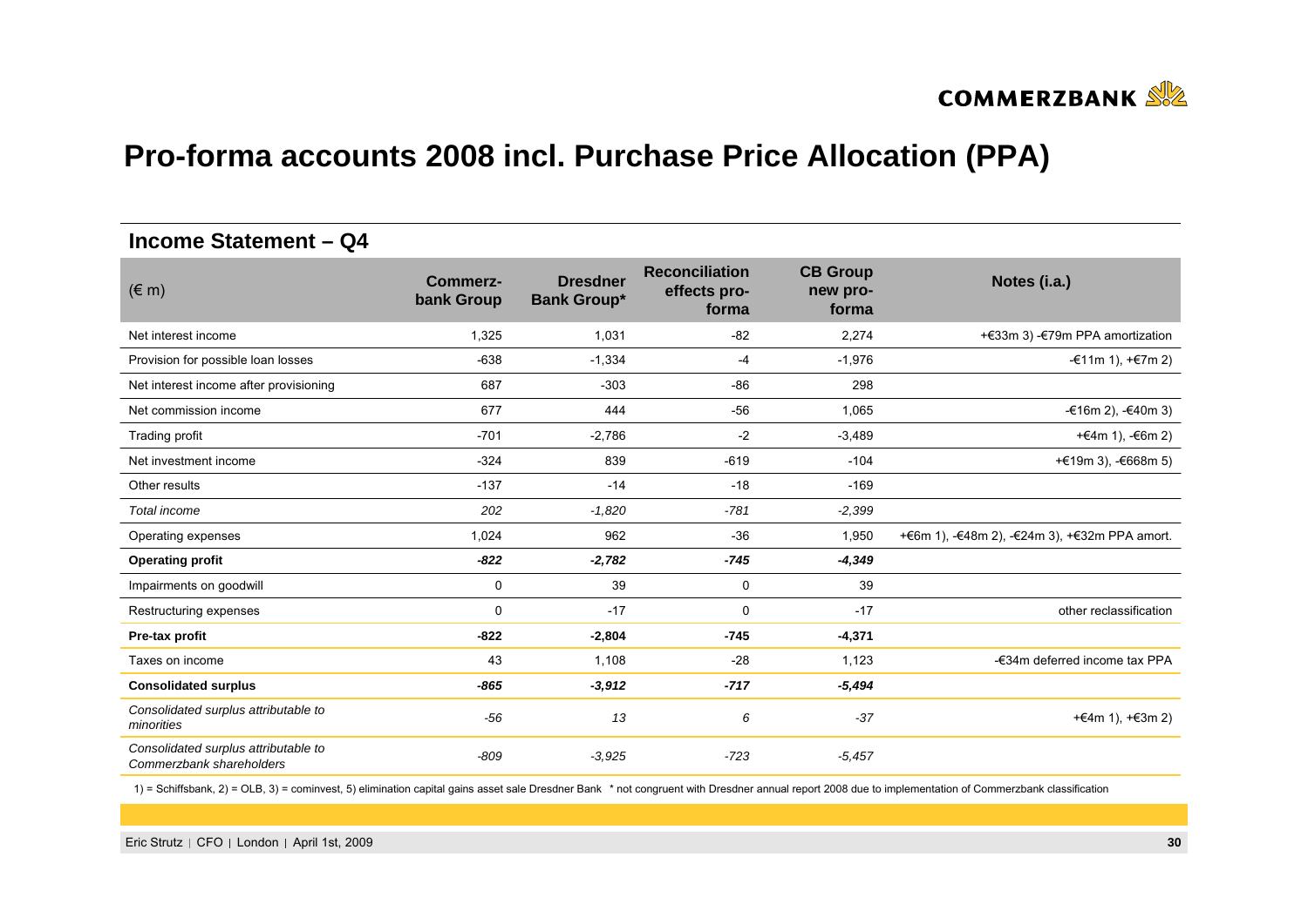# Pro-forma accounts 2008 incl. Purchase Price Allocation (PPA)

## Income Statement – Q4

| (€ m) | Commerz-bank Group | Dresdner Bank Group* | Reconciliation effects pro-forma | CB Group new pro-forma | Notes (i.a.) |
|---|---|---|---|---|---|
| Net interest income | 1,325 | 1,031 | -82 | 2,274 | +€33m 3) -€79m PPA amortization |
| Provision for possible loan losses | -638 | -1,334 | -4 | -1,976 | -€11m 1), +€7m 2) |
| Net interest income after provisioning | 687 | -303 | -86 | 298 | |
| Net commission income | 677 | 444 | -56 | 1,065 | -€16m 2), -€40m 3) |
| Trading profit | -701 | -2,786 | -2 | -3,489 | +€4m 1), -€6m 2) |
| Net investment income | -324 | 839 | -619 | -104 | +€19m 3), -€668m 5) |
| Other results | -137 | -14 | -18 | -169 | |
| *Total income* | *202* | *-1,820* | *-781* | *-2,399* | |
| Operating expenses | 1,024 | 962 | -36 | 1,950 | +€6m 1), -€48m 2), -€24m 3), +€32m PPA amort. |
| **Operating profit** | ***-822*** | ***-2,782*** | ***-745*** | ***-4,349*** | |
| Impairments on goodwill | 0 | 39 | 0 | 39 | |
| Restructuring expenses | 0 | -17 | 0 | -17 | other reclassification |
| **Pre-tax profit** | **-822** | **-2,804** | **-745** | **-4,371** | |
| Taxes on income | 43 | 1,108 | -28 | 1,123 | -€34m deferred income tax PPA |
| **Consolidated surplus** | ***-865*** | ***-3,912*** | ***-717*** | ***-5,494*** | |
| *Consolidated surplus attributable to minorities* | *-56* | *13* | *6* | *-37* | +€4m 1), +€3m 2) |
| *Consolidated surplus attributable to Commerzbank shareholders* | *-809* | *-3,925* | *-723* | *-5,457* | |

1) = Schiffsbank, 2) = OLB, 3) = cominvest, 5) elimination capital gains asset sale Dresdner Bank * not congruent with Dresdner annual report 2008 due to implementation of Commerzbank classification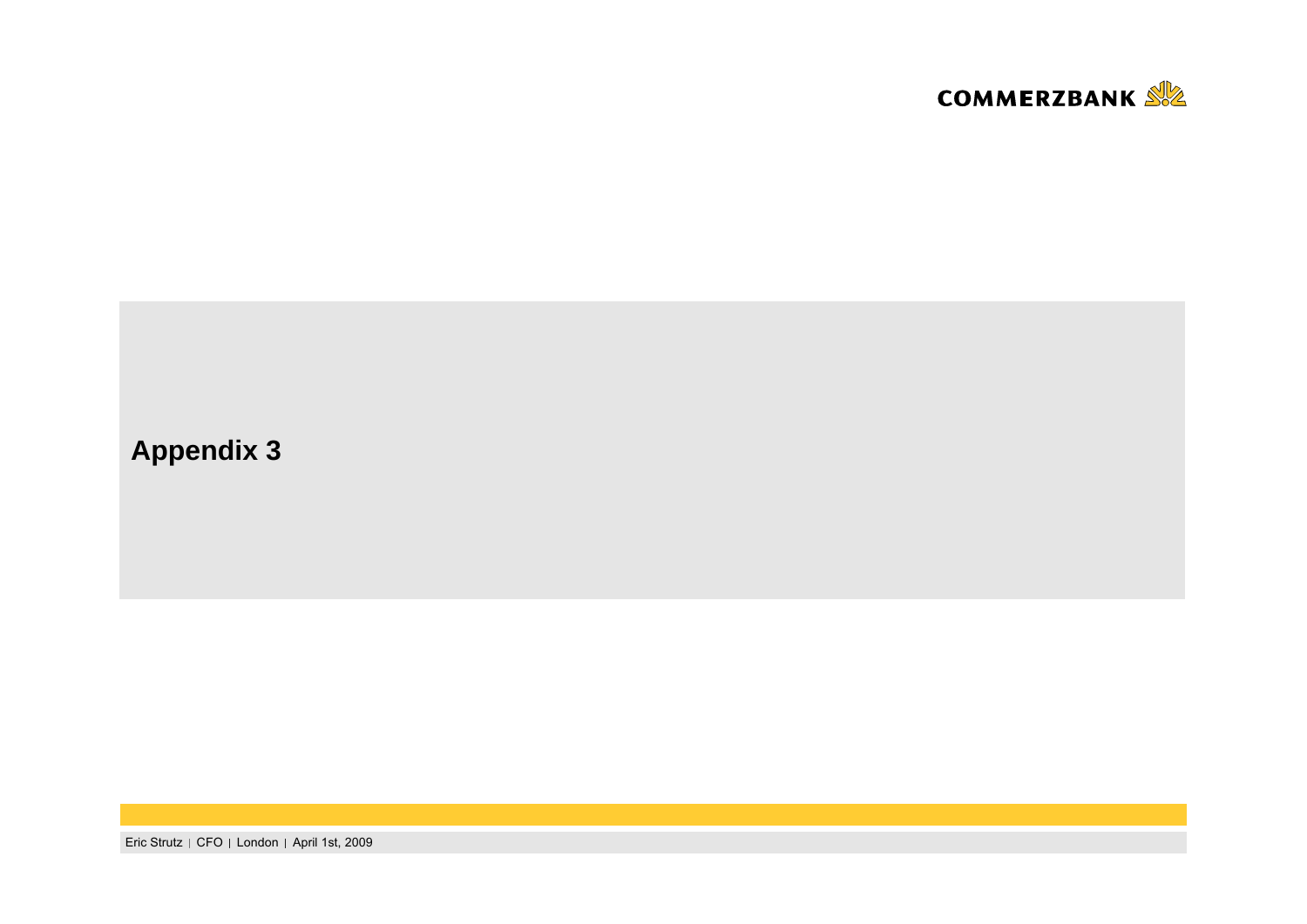# Appendix 3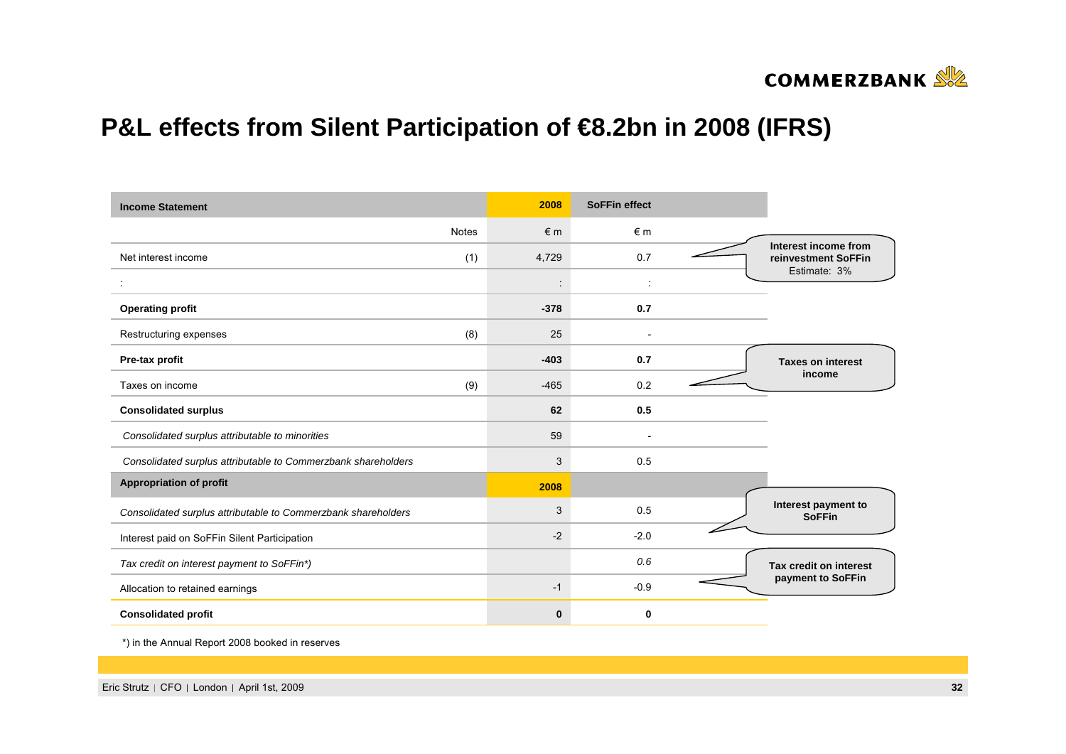# P&L effects from Silent Participation of €8.2bn in 2008 (IFRS)

| Income Statement | Notes | 2008 | SoFFin effect |
|---|---|---|---|
| | | € m | € m |
| Net interest income | (1) | 4,729 | 0.7 |
| : | | : | : |
| **Operating profit** | | **-378** | **0.7** |
| Restructuring expenses | (8) | 25 | - |
| **Pre-tax profit** | | **-403** | **0.7** |
| Taxes on income | (9) | -465 | 0.2 |
| **Consolidated surplus** | | **62** | **0.5** |
| *Consolidated surplus attributable to minorities* | | 59 | - |
| *Consolidated surplus attributable to Commerzbank shareholders* | | 3 | 0.5 |
| **Appropriation of profit** | | **2008** | |
| *Consolidated surplus attributable to Commerzbank shareholders* | | 3 | 0.5 |
| Interest paid on SoFFin Silent Participation | | -2 | -2.0 |
| *Tax credit on interest payment to SoFFin\*)* | | | *0.6* |
| Allocation to retained earnings | | -1 | -0.9 |
| **Consolidated profit** | | **0** | **0** |

**Interest income from reinvestment SoFFin** Estimate: 3%

**Taxes on interest income**

**Interest payment to SoFFin**

**Tax credit on interest payment to SoFFin**

*) in the Annual Report 2008 booked in reserves

Eric Strutz | CFO | London | April 1st, 2009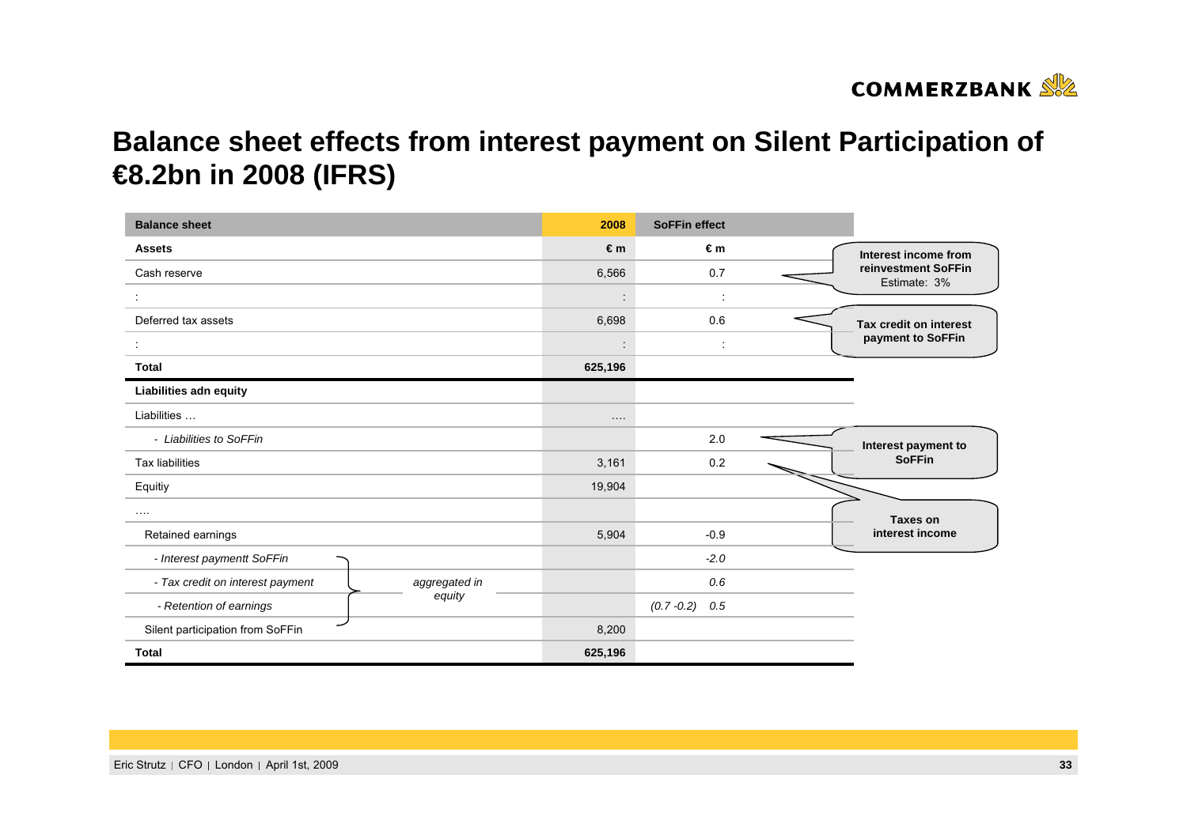# Balance sheet effects from interest payment on Silent Participation of €8.2bn in 2008 (IFRS)

| Balance sheet | 2008 | SoFFin effect |
|---|---|---|
| **Assets** | **€ m** | **€ m** |
| Cash reserve | 6,566 | 0.7 |
| : | : | : |
| Deferred tax assets | 6,698 | 0.6 |
| : | : | : |
| **Total** | **625,196** | |
| **Liabilities adn equity** | | |
| Liabilities … | …. | |
| *- Liabilities to SoFFin* | | 2.0 |
| Tax liabilities | 3,161 | 0.2 |
| Equitiy | 19,904 | |
| …. | | |
| Retained earnings | 5,904 | -0.9 |
| *- Interest paymentt SoFFin* | | *-2.0* |
| *- Tax credit on interest payment* | | *0.6* |
| *- Retention of earnings* | | *(0.7 -0.2) 0.5* |
| Silent participation from SoFFin | 8,200 | |
| **Total** | **625,196** | |

*Interest paymentt SoFFin, Tax credit on interest payment, Retention of earnings and Silent participation from SoFFin: aggregated in equity*

**Interest income from reinvestment SoFFin** Estimate: 3% (Cash reserve)

**Tax credit on interest payment to SoFFin** (Deferred tax assets)

**Interest payment to SoFFin** (Liabilities to SoFFin)

**Taxes on interest income** (Tax liabilities)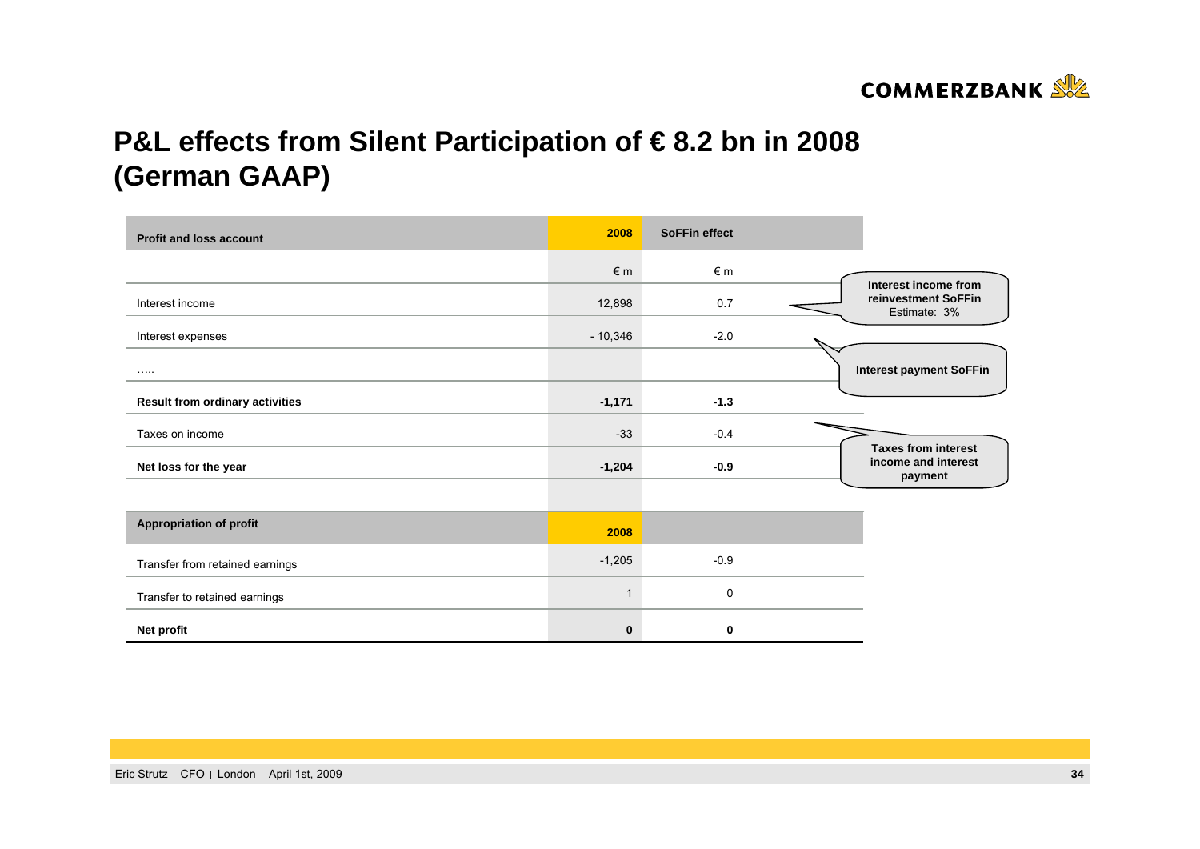# P&L effects from Silent Participation of € 8.2 bn in 2008 (German GAAP)

| Profit and loss account | 2008 | SoFFin effect |
|---|---|---|
| | € m | € m |
| Interest income | 12,898 | 0.7 |
| Interest expenses | - 10,346 | -2.0 |
| ….. | | |
| **Result from ordinary activities** | **-1,171** | **-1.3** |
| Taxes on income | -33 | -0.4 |
| **Net loss for the year** | **-1,204** | **-0.9** |

**Interest income from reinvestment SoFFin** Estimate: 3%

**Interest payment SoFFin**

**Taxes from interest income and interest payment**

| Appropriation of profit | 2008 | |
|---|---|---|
| Transfer from retained earnings | -1,205 | -0.9 |
| Transfer to retained earnings | 1 | 0 |
| **Net profit** | **0** | **0** |

Eric Strutz | CFO | London | April 1st, 2009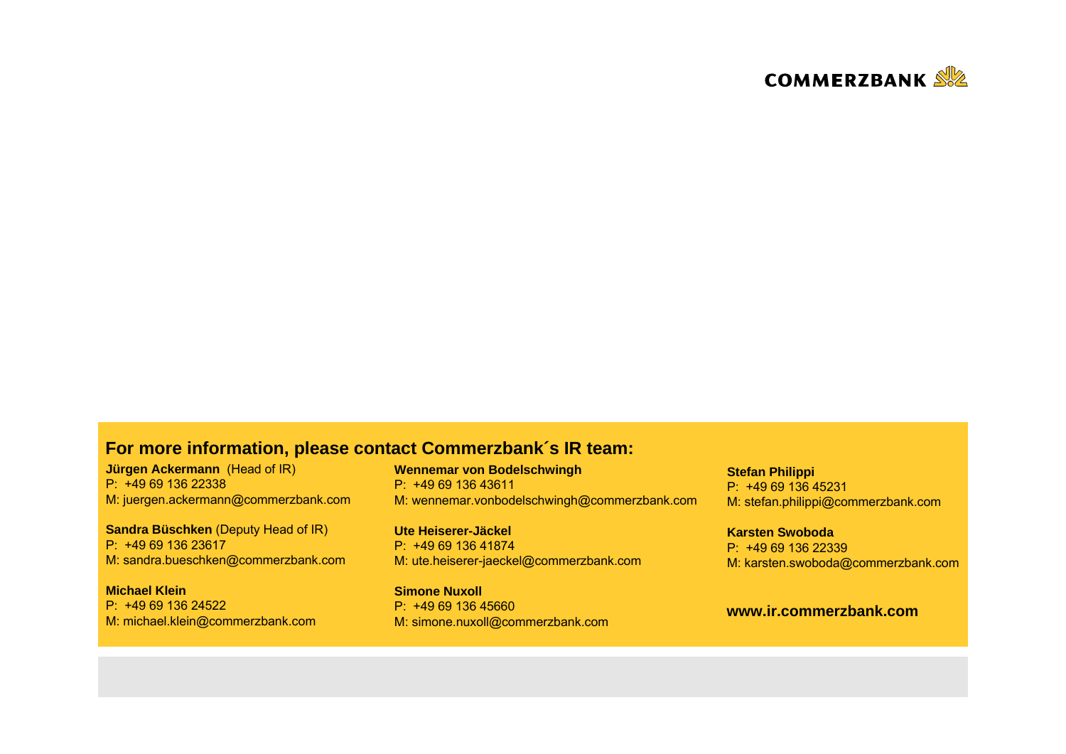COMMERZBANK

## For more information, please contact Commerzbank´s IR team:

**Jürgen Ackermann** (Head of IR)
P: +49 69 136 22338
M: juergen.ackermann@commerzbank.com

**Sandra Büschken** (Deputy Head of IR)
P: +49 69 136 23617
M: sandra.bueschken@commerzbank.com

**Michael Klein**
P: +49 69 136 24522
M: michael.klein@commerzbank.com

**Wennemar von Bodelschwingh**
P: +49 69 136 43611
M: wennemar.vonbodelschwingh@commerzbank.com

**Ute Heiserer-Jäckel**
P: +49 69 136 41874
M: ute.heiserer-jaeckel@commerzbank.com

**Simone Nuxoll**
P: +49 69 136 45660
M: simone.nuxoll@commerzbank.com

**Stefan Philippi**
P: +49 69 136 45231
M: stefan.philippi@commerzbank.com

**Karsten Swoboda**
P: +49 69 136 22339
M: karsten.swoboda@commerzbank.com

**www.ir.commerzbank.com**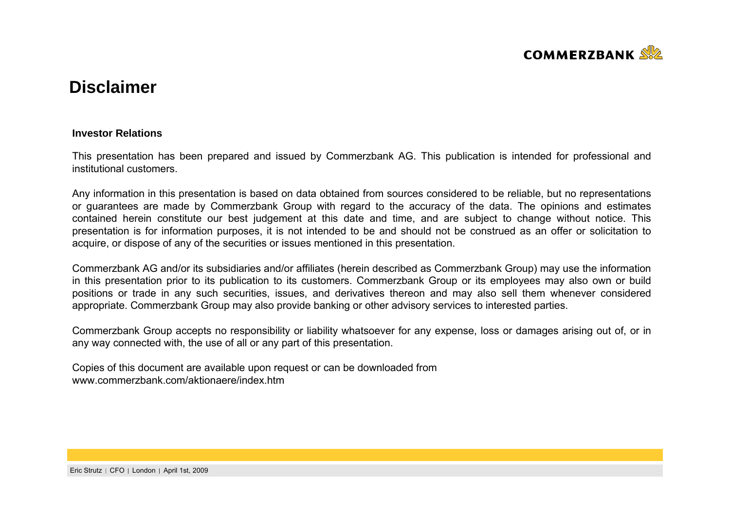# Disclaimer

**Investor Relations**

This presentation has been prepared and issued by Commerzbank AG. This publication is intended for professional and institutional customers.

Any information in this presentation is based on data obtained from sources considered to be reliable, but no representations or guarantees are made by Commerzbank Group with regard to the accuracy of the data. The opinions and estimates contained herein constitute our best judgement at this date and time, and are subject to change without notice. This presentation is for information purposes, it is not intended to be and should not be construed as an offer or solicitation to acquire, or dispose of any of the securities or issues mentioned in this presentation.

Commerzbank AG and/or its subsidiaries and/or affiliates (herein described as Commerzbank Group) may use the information in this presentation prior to its publication to its customers. Commerzbank Group or its employees may also own or build positions or trade in any such securities, issues, and derivatives thereon and may also sell them whenever considered appropriate. Commerzbank Group may also provide banking or other advisory services to interested parties.

Commerzbank Group accepts no responsibility or liability whatsoever for any expense, loss or damages arising out of, or in any way connected with, the use of all or any part of this presentation.

Copies of this document are available upon request or can be downloaded from
www.commerzbank.com/aktionaere/index.htm